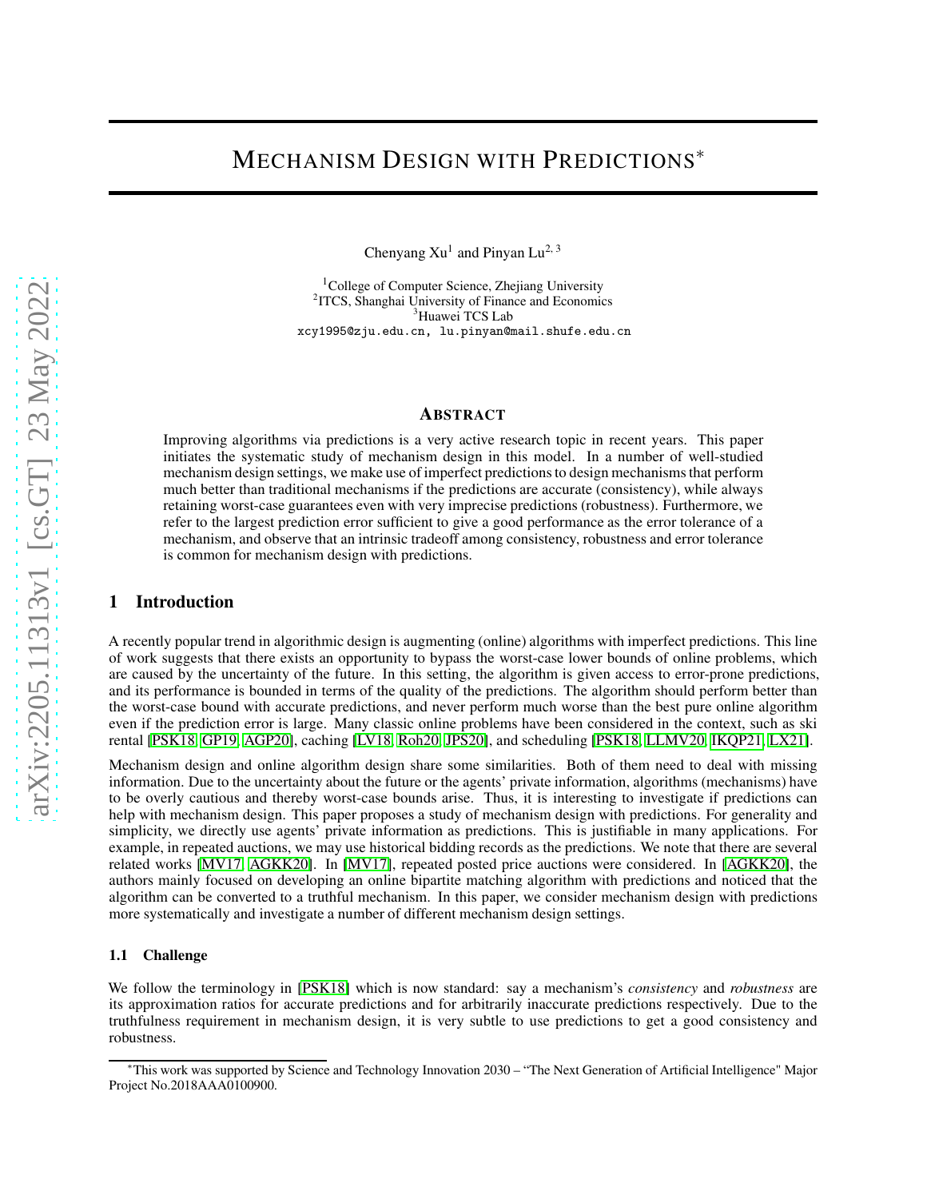# MECHANISM DESIGN WITH PREDICTIONS*

Chenyang Xu[1] and Pinyan Lu[2, 3]

[1]College of Computer Science, Zhejiang University
[2]ITCS, Shanghai University of Finance and Economics
[3]Huawei TCS Lab
xcy1995@zju.edu.cn, lu.pinyan@mail.shufe.edu.cn

## ABSTRACT

Improving algorithms via predictions is a very active research topic in recent years. This paper initiates the systematic study of mechanism design in this model. In a number of well-studied mechanism design settings, we make use of imperfect predictions to design mechanisms that perform much better than traditional mechanisms if the predictions are accurate (consistency), while always retaining worst-case guarantees even with very imprecise predictions (robustness). Furthermore, we refer to the largest prediction error sufficient to give a good performance as the error tolerance of a mechanism, and observe that an intrinsic tradeoff among consistency, robustness and error tolerance is common for mechanism design with predictions.

## 1 Introduction

A recently popular trend in algorithmic design is augmenting (online) algorithms with imperfect predictions. This line of work suggests that there exists an opportunity to bypass the worst-case lower bounds of online problems, which are caused by the uncertainty of the future. In this setting, the algorithm is given access to error-prone predictions, and its performance is bounded in terms of the quality of the predictions. The algorithm should perform better than the worst-case bound with accurate predictions, and never perform much worse than the best pure online algorithm even if the prediction error is large. Many classic online problems have been considered in the context, such as ski rental [PSK18, GP19, AGP20], caching [LV18, Roh20, JPS20], and scheduling [PSK18, LLMV20, IKQP21, LX21].

Mechanism design and online algorithm design share some similarities. Both of them need to deal with missing information. Due to the uncertainty about the future or the agents' private information, algorithms (mechanisms) have to be overly cautious and thereby worst-case bounds arise. Thus, it is interesting to investigate if predictions can help with mechanism design. This paper proposes a study of mechanism design with predictions. For generality and simplicity, we directly use agents' private information as predictions. This is justifiable in many applications. For example, in repeated auctions, we may use historical bidding records as the predictions. We note that there are several related works [MV17, AGKK20]. In [MV17], repeated posted price auctions were considered. In [AGKK20], the authors mainly focused on developing an online bipartite matching algorithm with predictions and noticed that the algorithm can be converted to a truthful mechanism. In this paper, we consider mechanism design with predictions more systematically and investigate a number of different mechanism design settings.

### 1.1 Challenge

We follow the terminology in [PSK18] which is now standard: say a mechanism's *consistency* and *robustness* are its approximation ratios for accurate predictions and for arbitrarily inaccurate predictions respectively. Due to the truthfulness requirement in mechanism design, it is very subtle to use predictions to get a good consistency and robustness.

*This work was supported by Science and Technology Innovation 2030 – "The Next Generation of Artificial Intelligence" Major Project No.2018AAA0100900.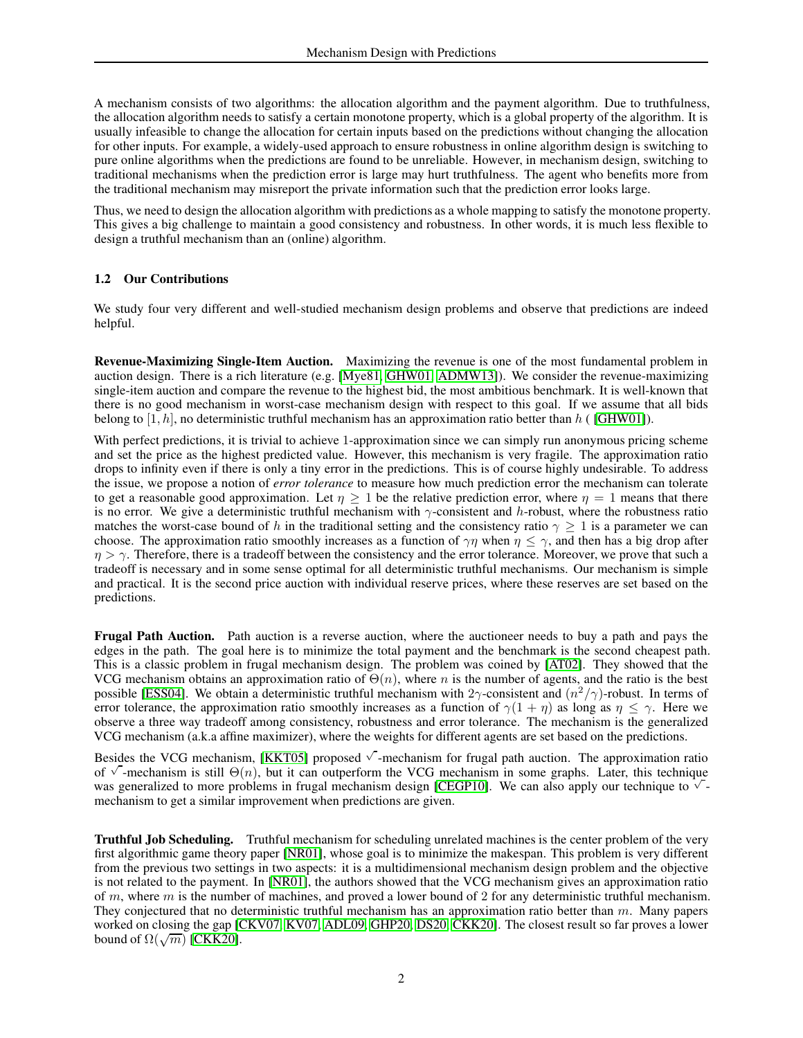A mechanism consists of two algorithms: the allocation algorithm and the payment algorithm. Due to truthfulness, the allocation algorithm needs to satisfy a certain monotone property, which is a global property of the algorithm. It is usually infeasible to change the allocation for certain inputs based on the predictions without changing the allocation for other inputs. For example, a widely-used approach to ensure robustness in online algorithm design is switching to pure online algorithms when the predictions are found to be unreliable. However, in mechanism design, switching to traditional mechanisms when the prediction error is large may hurt truthfulness. The agent who benefits more from the traditional mechanism may misreport the private information such that the prediction error looks large.

Thus, we need to design the allocation algorithm with predictions as a whole mapping to satisfy the monotone property. This gives a big challenge to maintain a good consistency and robustness. In other words, it is much less flexible to design a truthful mechanism than an (online) algorithm.

### 1.2 Our Contributions

We study four very different and well-studied mechanism design problems and observe that predictions are indeed helpful.

**Revenue-Maximizing Single-Item Auction.** Maximizing the revenue is one of the most fundamental problem in auction design. There is a rich literature (e.g. [Mye81, GHW01, ADMW13]). We consider the revenue-maximizing single-item auction and compare the revenue to the highest bid, the most ambitious benchmark. It is well-known that there is no good mechanism in worst-case mechanism design with respect to this goal. If we assume that all bids belong to $[1, h]$, no deterministic truthful mechanism has an approximation ratio better than $h$ ( [GHW01]).

With perfect predictions, it is trivial to achieve 1-approximation since we can simply run anonymous pricing scheme and set the price as the highest predicted value. However, this mechanism is very fragile. The approximation ratio drops to infinity even if there is only a tiny error in the predictions. This is of course highly undesirable. To address the issue, we propose a notion of *error tolerance* to measure how much prediction error the mechanism can tolerate to get a reasonable good approximation. Let $\eta \geq 1$ be the relative prediction error, where $\eta = 1$ means that there is no error. We give a deterministic truthful mechanism with $\gamma$-consistent and $h$-robust, where the robustness ratio matches the worst-case bound of $h$ in the traditional setting and the consistency ratio $\gamma \geq 1$ is a parameter we can choose. The approximation ratio smoothly increases as a function of $\gamma\eta$ when $\eta \leq \gamma$, and then has a big drop after $\eta > \gamma$. Therefore, there is a tradeoff between the consistency and the error tolerance. Moreover, we prove that such a tradeoff is necessary and in some sense optimal for all deterministic truthful mechanisms. Our mechanism is simple and practical. It is the second price auction with individual reserve prices, where these reserves are set based on the predictions.

**Frugal Path Auction.** Path auction is a reverse auction, where the auctioneer needs to buy a path and pays the edges in the path. The goal here is to minimize the total payment and the benchmark is the second cheapest path. This is a classic problem in frugal mechanism design. The problem was coined by [AT02]. They showed that the VCG mechanism obtains an approximation ratio of $\Theta(n)$, where $n$ is the number of agents, and the ratio is the best possible [ESS04]. We obtain a deterministic truthful mechanism with $2\gamma$-consistent and $(n^2/\gamma)$-robust. In terms of error tolerance, the approximation ratio smoothly increases as a function of $\gamma(1 + \eta)$ as long as $\eta \leq \gamma$. Here we observe a three way tradeoff among consistency, robustness and error tolerance. The mechanism is the generalized VCG mechanism (a.k.a affine maximizer), where the weights for different agents are set based on the predictions.

Besides the VCG mechanism, [KKT05] proposed $\sqrt{\ }$-mechanism for frugal path auction. The approximation ratio of $\sqrt{\ }$-mechanism is still $\Theta(n)$, but it can outperform the VCG mechanism in some graphs. Later, this technique was generalized to more problems in frugal mechanism design [CEGP10]. We can also apply our technique to $\sqrt{\ }$-mechanism to get a similar improvement when predictions are given.

**Truthful Job Scheduling.** Truthful mechanism for scheduling unrelated machines is the center problem of the very first algorithmic game theory paper [NR01], whose goal is to minimize the makespan. This problem is very different from the previous two settings in two aspects: it is a multidimensional mechanism design problem and the objective is not related to the payment. In [NR01], the authors showed that the VCG mechanism gives an approximation ratio of $m$, where $m$ is the number of machines, and proved a lower bound of 2 for any deterministic truthful mechanism. They conjectured that no deterministic truthful mechanism has an approximation ratio better than $m$. Many papers worked on closing the gap [CKV07, KV07, ADL09, GHP20, DS20, CKK20]. The closest result so far proves a lower bound of $\Omega(\sqrt{m})$ [CKK20].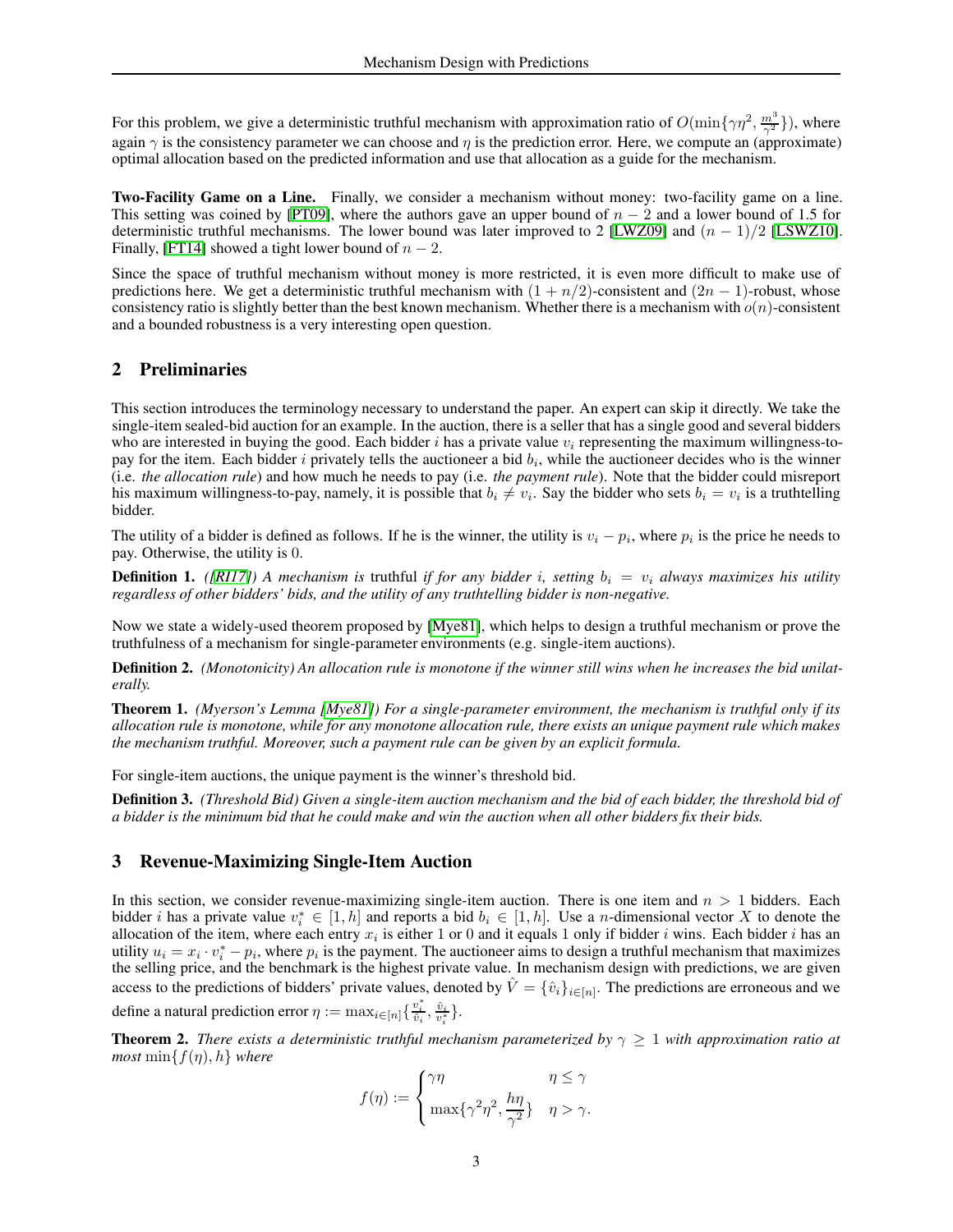For this problem, we give a deterministic truthful mechanism with approximation ratio of $O(\min\{\gamma\eta^2, \frac{m^3}{\gamma^2}\})$, where again $\gamma$ is the consistency parameter we can choose and $\eta$ is the prediction error. Here, we compute an (approximate) optimal allocation based on the predicted information and use that allocation as a guide for the mechanism.

**Two-Facility Game on a Line.** Finally, we consider a mechanism without money: two-facility game on a line. This setting was coined by [PT09], where the authors gave an upper bound of $n-2$ and a lower bound of 1.5 for deterministic truthful mechanisms. The lower bound was later improved to 2 [LWZ09] and $(n-1)/2$ [LSWZ10]. Finally, [FT14] showed a tight lower bound of $n-2$.

Since the space of truthful mechanism without money is more restricted, it is even more difficult to make use of predictions here. We get a deterministic truthful mechanism with $(1+n/2)$-consistent and $(2n-1)$-robust, whose consistency ratio is slightly better than the best known mechanism. Whether there is a mechanism with $o(n)$-consistent and a bounded robustness is a very interesting open question.

## 2 Preliminaries

This section introduces the terminology necessary to understand the paper. An expert can skip it directly. We take the single-item sealed-bid auction for an example. In the auction, there is a seller that has a single good and several bidders who are interested in buying the good. Each bidder $i$ has a private value $v_i$ representing the maximum willingness-to-pay for the item. Each bidder $i$ privately tells the auctioneer a bid $b_i$, while the auctioneer decides who is the winner (i.e. *the allocation rule*) and how much he needs to pay (i.e. *the payment rule*). Note that the bidder could misreport his maximum willingness-to-pay, namely, it is possible that $b_i \neq v_i$. Say the bidder who sets $b_i = v_i$ is a truthtelling bidder.

The utility of a bidder is defined as follows. If he is the winner, the utility is $v_i - p_i$, where $p_i$ is the price he needs to pay. Otherwise, the utility is 0.

**Definition 1.** *([RI17]) A mechanism is* truthful *if for any bidder $i$, setting $b_i = v_i$ always maximizes his utility regardless of other bidders' bids, and the utility of any truthtelling bidder is non-negative.*

Now we state a widely-used theorem proposed by [Mye81], which helps to design a truthful mechanism or prove the truthfulness of a mechanism for single-parameter environments (e.g. single-item auctions).

**Definition 2.** *(Monotonicity) An allocation rule is monotone if the winner still wins when he increases the bid unilaterally.*

**Theorem 1.** *(Myerson's Lemma [Mye81]) For a single-parameter environment, the mechanism is truthful only if its allocation rule is monotone, while for any monotone allocation rule, there exists an unique payment rule which makes the mechanism truthful. Moreover, such a payment rule can be given by an explicit formula.*

For single-item auctions, the unique payment is the winner's threshold bid.

**Definition 3.** *(Threshold Bid) Given a single-item auction mechanism and the bid of each bidder, the threshold bid of a bidder is the minimum bid that he could make and win the auction when all other bidders fix their bids.*

## 3 Revenue-Maximizing Single-Item Auction

In this section, we consider revenue-maximizing single-item auction. There is one item and $n > 1$ bidders. Each bidder $i$ has a private value $v_i^* \in [1, h]$ and reports a bid $b_i \in [1, h]$. Use a $n$-dimensional vector $X$ to denote the allocation of the item, where each entry $x_i$ is either 1 or 0 and it equals 1 only if bidder $i$ wins. Each bidder $i$ has an utility $u_i = x_i \cdot v_i^* - p_i$, where $p_i$ is the payment. The auctioneer aims to design a truthful mechanism that maximizes the selling price, and the benchmark is the highest private value. In mechanism design with predictions, we are given access to the predictions of bidders' private values, denoted by $\hat{V} = \{\hat{v}_i\}_{i\in[n]}$. The predictions are erroneous and we define a natural prediction error $\eta := \max_{i\in[n]}\{\frac{v_i^*}{\hat{v}_i}, \frac{\hat{v}_i}{v_i^*}\}$.

**Theorem 2.** *There exists a deterministic truthful mechanism parameterized by $\gamma \geq 1$ with approximation ratio at most $\min\{f(\eta), h\}$ where*

$$
f(\eta) := \begin{cases} \gamma\eta & \eta \leq \gamma \\ \max\{\gamma^2\eta^2, \frac{h\eta}{\gamma^2}\} & \eta > \gamma. \end{cases}
$$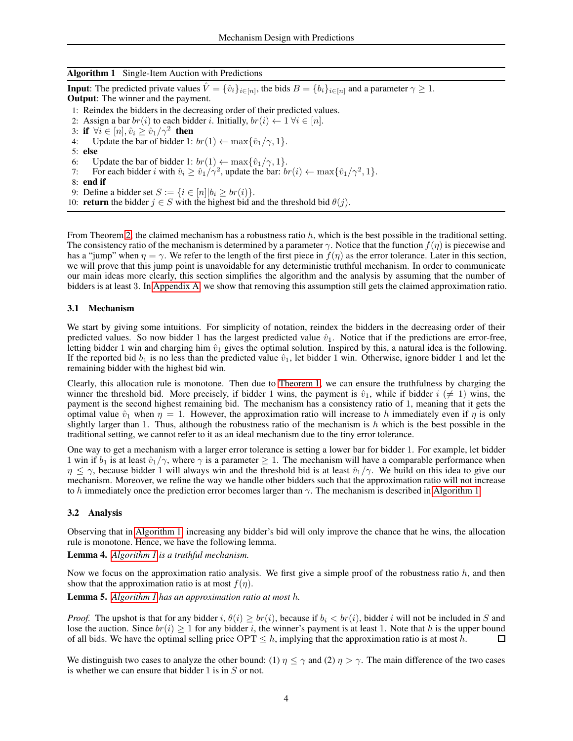**Algorithm 1** Single-Item Auction with Predictions

**Input**: The predicted private values $\hat{V} = \{\hat{v}_i\}_{i \in [n]}$, the bids $B = \{b_i\}_{i \in [n]}$ and a parameter $\gamma \geq 1$.
**Output**: The winner and the payment.

1: Reindex the bidders in the decreasing order of their predicted values.
2: Assign a bar $br(i)$ to each bidder $i$. Initially, $br(i) \leftarrow 1 \; \forall i \in [n]$.
3: **if** $\forall i \in [n], \hat{v}_i \geq \hat{v}_1/\gamma^2$ **then**
4: Update the bar of bidder 1: $br(1) \leftarrow \max\{\hat{v}_1/\gamma, 1\}$.
5: **else**
6: Update the bar of bidder 1: $br(1) \leftarrow \max\{\hat{v}_1/\gamma, 1\}$.
7: For each bidder $i$ with $\hat{v}_i \geq \hat{v}_1/\gamma^2$, update the bar: $br(i) \leftarrow \max\{\hat{v}_1/\gamma^2, 1\}$.
8: **end if**
9: Define a bidder set $S := \{i \in [n] | b_i \geq br(i)\}$.
10: **return** the bidder $j \in S$ with the highest bid and the threshold bid $\theta(j)$.

From Theorem 2, the claimed mechanism has a robustness ratio $h$, which is the best possible in the traditional setting. The consistency ratio of the mechanism is determined by a parameter $\gamma$. Notice that the function $f(\eta)$ is piecewise and has a "jump" when $\eta = \gamma$. We refer to the length of the first piece in $f(\eta)$ as the error tolerance. Later in this section, we will prove that this jump point is unavoidable for any deterministic truthful mechanism. In order to communicate our main ideas more clearly, this section simplifies the algorithm and the analysis by assuming that the number of bidders is at least 3. In Appendix A, we show that removing this assumption still gets the claimed approximation ratio.

### 3.1 Mechanism

We start by giving some intuitions. For simplicity of notation, reindex the bidders in the decreasing order of their predicted values. So now bidder 1 has the largest predicted value $\hat{v}_1$. Notice that if the predictions are error-free, letting bidder 1 win and charging him $\hat{v}_1$ gives the optimal solution. Inspired by this, a natural idea is the following. If the reported bid $b_1$ is no less than the predicted value $\hat{v}_1$, let bidder 1 win. Otherwise, ignore bidder 1 and let the remaining bidder with the highest bid win.

Clearly, this allocation rule is monotone. Then due to Theorem 1, we can ensure the truthfulness by charging the winner the threshold bid. More precisely, if bidder 1 wins, the payment is $\hat{v}_1$, while if bidder $i$ ($\neq 1$) wins, the payment is the second highest remaining bid. The mechanism has a consistency ratio of 1, meaning that it gets the optimal value $\hat{v}_1$ when $\eta = 1$. However, the approximation ratio will increase to $h$ immediately even if $\eta$ is only slightly larger than 1. Thus, although the robustness ratio of the mechanism is $h$ which is the best possible in the traditional setting, we cannot refer to it as an ideal mechanism due to the tiny error tolerance.

One way to get a mechanism with a larger error tolerance is setting a lower bar for bidder 1. For example, let bidder 1 win if $b_1$ is at least $\hat{v}_1/\gamma$, where $\gamma$ is a parameter $\geq 1$. The mechanism will have a comparable performance when $\eta \leq \gamma$, because bidder 1 will always win and the threshold bid is at least $\hat{v}_1/\gamma$. We build on this idea to give our mechanism. Moreover, we refine the way we handle other bidders such that the approximation ratio will not increase to $h$ immediately once the prediction error becomes larger than $\gamma$. The mechanism is described in Algorithm 1.

### 3.2 Analysis

Observing that in Algorithm 1, increasing any bidder's bid will only improve the chance that he wins, the allocation rule is monotone. Hence, we have the following lemma.

**Lemma 4.** *Algorithm 1 is a truthful mechanism.*

Now we focus on the approximation ratio analysis. We first give a simple proof of the robustness ratio $h$, and then show that the approximation ratio is at most $f(\eta)$.

**Lemma 5.** *Algorithm 1 has an approximation ratio at most $h$.*

*Proof.* The upshot is that for any bidder $i$, $\theta(i) \geq br(i)$, because if $b_i < br(i)$, bidder $i$ will not be included in $S$ and lose the auction. Since $br(i) \geq 1$ for any bidder $i$, the winner's payment is at least 1. Note that $h$ is the upper bound of all bids. We have the optimal selling price $\text{OPT} \leq h$, implying that the approximation ratio is at most $h$. □

We distinguish two cases to analyze the other bound: (1) $\eta \leq \gamma$ and (2) $\eta > \gamma$. The main difference of the two cases is whether we can ensure that bidder 1 is in $S$ or not.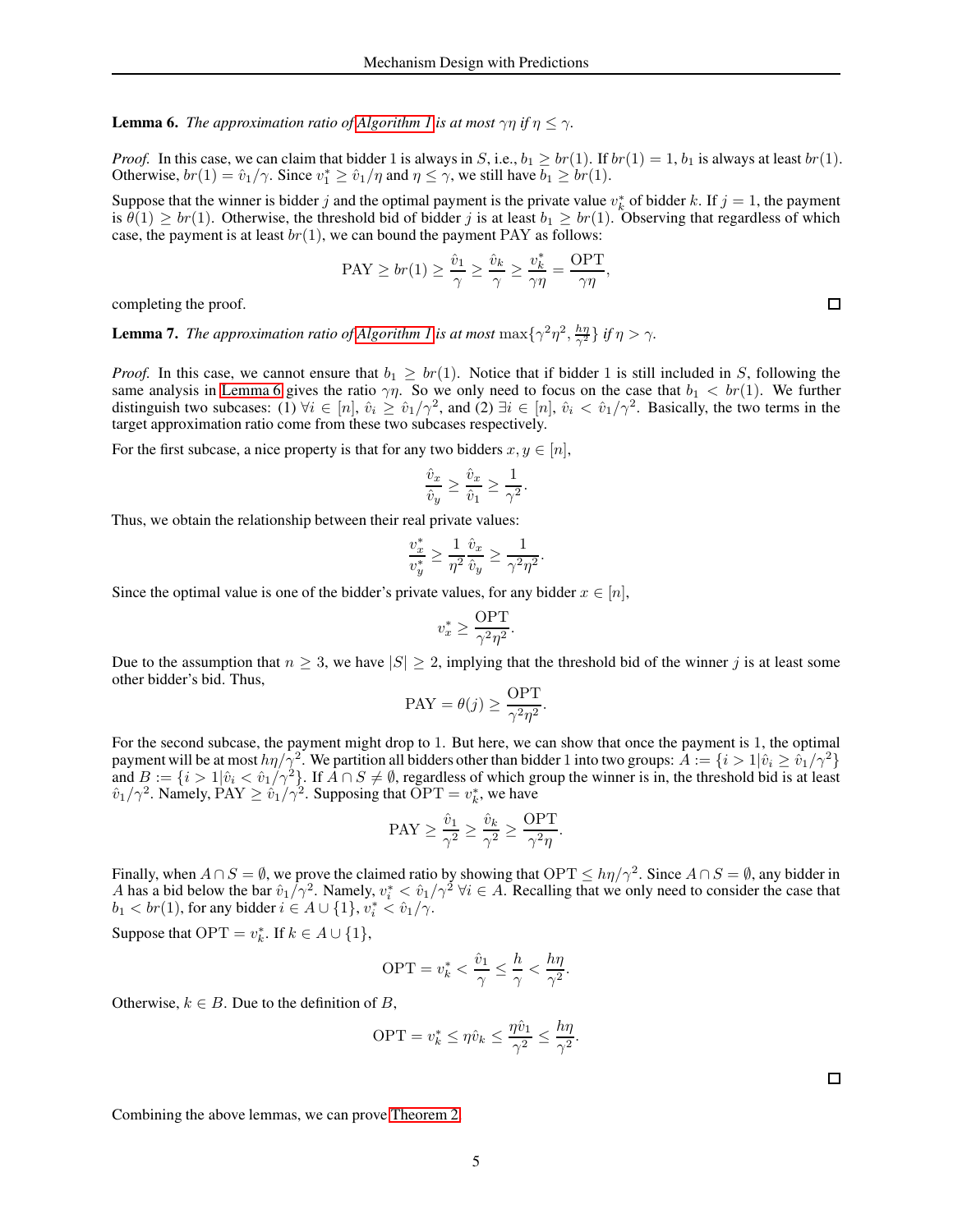**Lemma 6.** *The approximation ratio of Algorithm 1 is at most $\gamma\eta$ if $\eta \leq \gamma$.*

*Proof.* In this case, we can claim that bidder 1 is always in $S$, i.e., $b_1 \geq br(1)$. If $br(1) = 1$, $b_1$ is always at least $br(1)$. Otherwise, $br(1) = \hat{v}_1/\gamma$. Since $v_1^* \geq \hat{v}_1/\eta$ and $\eta \leq \gamma$, we still have $b_1 \geq br(1)$.

Suppose that the winner is bidder $j$ and the optimal payment is the private value $v_k^*$ of bidder $k$. If $j = 1$, the payment is $\theta(1) \geq br(1)$. Otherwise, the threshold bid of bidder $j$ is at least $b_1 \geq br(1)$. Observing that regardless of which case, the payment is at least $br(1)$, we can bound the payment PAY as follows:

$$\text{PAY} \geq br(1) \geq \frac{\hat{v}_1}{\gamma} \geq \frac{\hat{v}_k}{\gamma} \geq \frac{v_k^*}{\gamma\eta} = \frac{\text{OPT}}{\gamma\eta},$$

completing the proof. □

**Lemma 7.** *The approximation ratio of Algorithm 1 is at most $\max\{\gamma^2\eta^2, \frac{h\eta}{\gamma^2}\}$ if $\eta > \gamma$.*

*Proof.* In this case, we cannot ensure that $b_1 \geq br(1)$. Notice that if bidder 1 is still included in $S$, following the same analysis in Lemma 6 gives the ratio $\gamma\eta$. So we only need to focus on the case that $b_1 < br(1)$. We further distinguish two subcases: (1) $\forall i \in [n]$, $\hat{v}_i \geq \hat{v}_1/\gamma^2$, and (2) $\exists i \in [n]$, $\hat{v}_i < \hat{v}_1/\gamma^2$. Basically, the two terms in the target approximation ratio come from these two subcases respectively.

For the first subcase, a nice property is that for any two bidders $x, y \in [n]$,

$$\frac{\hat{v}_x}{\hat{v}_y} \geq \frac{\hat{v}_x}{\hat{v}_1} \geq \frac{1}{\gamma^2}.$$

Thus, we obtain the relationship between their real private values:

$$\frac{v_x^*}{v_y^*} \geq \frac{1}{\eta^2}\frac{\hat{v}_x}{\hat{v}_y} \geq \frac{1}{\gamma^2\eta^2}.$$

Since the optimal value is one of the bidder's private values, for any bidder $x \in [n]$,

$$v_x^* \geq \frac{\text{OPT}}{\gamma^2\eta^2}.$$

Due to the assumption that $n \geq 3$, we have $|S| \geq 2$, implying that the threshold bid of the winner $j$ is at least some other bidder's bid. Thus,

$$\text{PAY} = \theta(j) \geq \frac{\text{OPT}}{\gamma^2\eta^2}.$$

For the second subcase, the payment might drop to 1. But here, we can show that once the payment is 1, the optimal payment will be at most $h\eta/\gamma^2$. We partition all bidders other than bidder 1 into two groups: $A := \{i > 1 | \hat{v}_i \geq \hat{v}_1/\gamma^2\}$ and $B := \{i > 1 | \hat{v}_i < \hat{v}_1/\gamma^2\}$. If $A \cap S \neq \emptyset$, regardless of which group the winner is in, the threshold bid is at least $\hat{v}_1/\gamma^2$. Namely, $\text{PAY} \geq \hat{v}_1/\gamma^2$. Supposing that $\text{OPT} = v_k^*$, we have

$$\text{PAY} \geq \frac{\hat{v}_1}{\gamma^2} \geq \frac{\hat{v}_k}{\gamma^2} \geq \frac{\text{OPT}}{\gamma^2\eta}.$$

Finally, when $A \cap S = \emptyset$, we prove the claimed ratio by showing that $\text{OPT} \leq h\eta/\gamma^2$. Since $A \cap S = \emptyset$, any bidder in $A$ has a bid below the bar $\hat{v}_1/\gamma^2$. Namely, $v_i^* < \hat{v}_1/\gamma^2$ $\forall i \in A$. Recalling that we only need to consider the case that $b_1 < br(1)$, for any bidder $i \in A \cup \{1\}$, $v_i^* < \hat{v}_1/\gamma$.

Suppose that $\text{OPT} = v_k^*$. If $k \in A \cup \{1\}$,

$$\text{OPT} = v_k^* < \frac{\hat{v}_1}{\gamma} \leq \frac{h}{\gamma} < \frac{h\eta}{\gamma^2}.$$

Otherwise, $k \in B$. Due to the definition of $B$,

$$\text{OPT} = v_k^* \leq \eta\hat{v}_k \leq \frac{\eta\hat{v}_1}{\gamma^2} \leq \frac{h\eta}{\gamma^2}.$$

□

Combining the above lemmas, we can prove Theorem 2.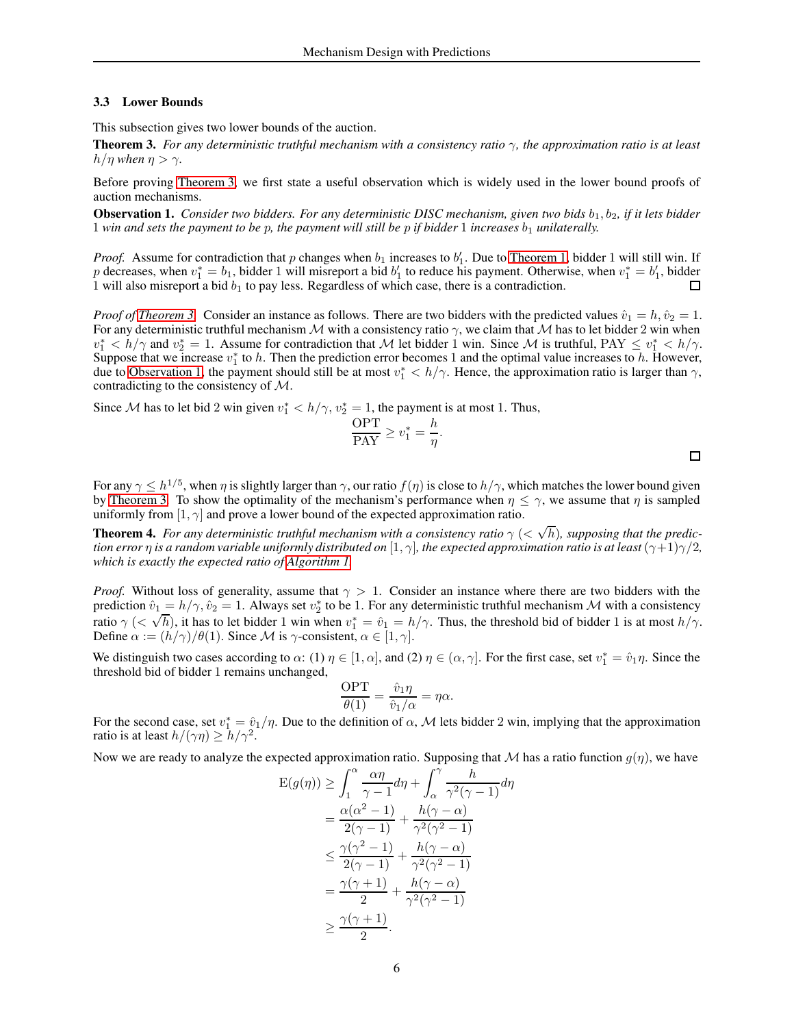### 3.3 Lower Bounds

This subsection gives two lower bounds of the auction.

**Theorem 3.** *For any deterministic truthful mechanism with a consistency ratio $\gamma$, the approximation ratio is at least $h/\eta$ when $\eta > \gamma$.*

Before proving Theorem 3, we first state a useful observation which is widely used in the lower bound proofs of auction mechanisms.

**Observation 1.** *Consider two bidders. For any deterministic DISC mechanism, given two bids $b_1, b_2$, if it lets bidder 1 win and sets the payment to be $p$, the payment will still be $p$ if bidder 1 increases $b_1$ unilaterally.*

*Proof.* Assume for contradiction that $p$ changes when $b_1$ increases to $b_1'$. Due to Theorem 1, bidder 1 will still win. If $p$ decreases, when $v_1^* = b_1$, bidder 1 will misreport a bid $b_1'$ to reduce his payment. Otherwise, when $v_1^* = b_1'$, bidder 1 will also misreport a bid $b_1$ to pay less. Regardless of which case, there is a contradiction. □

*Proof of Theorem 3.* Consider an instance as follows. There are two bidders with the predicted values $\hat{v}_1 = h, \hat{v}_2 = 1$. For any deterministic truthful mechanism $\mathcal{M}$ with a consistency ratio $\gamma$, we claim that $\mathcal{M}$ has to let bidder 2 win when $v_1^* < h/\gamma$ and $v_2^* = 1$. Assume for contradiction that $\mathcal{M}$ let bidder 1 win. Since $\mathcal{M}$ is truthful, $\text{PAY} \leq v_1^* < h/\gamma$. Suppose that we increase $v_1^*$ to $h$. Then the prediction error becomes 1 and the optimal value increases to $h$. However, due to Observation 1, the payment should still be at most $v_1^* < h/\gamma$. Hence, the approximation ratio is larger than $\gamma$, contradicting to the consistency of $\mathcal{M}$.

Since $\mathcal{M}$ has to let bid 2 win given $v_1^* < h/\gamma, v_2^* = 1$, the payment is at most 1. Thus,

$$\frac{\text{OPT}}{\text{PAY}} \geq v_1^* = \frac{h}{\eta}.$$

□

For any $\gamma \leq h^{1/5}$, when $\eta$ is slightly larger than $\gamma$, our ratio $f(\eta)$ is close to $h/\gamma$, which matches the lower bound given by Theorem 3. To show the optimality of the mechanism's performance when $\eta \leq \gamma$, we assume that $\eta$ is sampled uniformly from $[1, \gamma]$ and prove a lower bound of the expected approximation ratio.

**Theorem 4.** *For any deterministic truthful mechanism with a consistency ratio $\gamma$ ($< \sqrt{h}$), supposing that the prediction error $\eta$ is a random variable uniformly distributed on $[1, \gamma]$, the expected approximation ratio is at least $(\gamma+1)\gamma/2$, which is exactly the expected ratio of Algorithm 1.*

*Proof.* Without loss of generality, assume that $\gamma > 1$. Consider an instance where there are two bidders with the prediction $\hat{v}_1 = h/\gamma, \hat{v}_2 = 1$. Always set $v_2^*$ to be 1. For any deterministic truthful mechanism $\mathcal{M}$ with a consistency ratio $\gamma$ ($< \sqrt{h}$), it has to let bidder 1 win when $v_1^* = \hat{v}_1 = h/\gamma$. Thus, the threshold bid of bidder 1 is at most $h/\gamma$. Define $\alpha := (h/\gamma)/\theta(1)$. Since $\mathcal{M}$ is $\gamma$-consistent, $\alpha \in [1, \gamma]$.

We distinguish two cases according to $\alpha$: (1) $\eta \in [1, \alpha]$, and (2) $\eta \in (\alpha, \gamma]$. For the first case, set $v_1^* = \hat{v}_1 \eta$. Since the threshold bid of bidder 1 remains unchanged,

$$\frac{\text{OPT}}{\theta(1)} = \frac{\hat{v}_1 \eta}{\hat{v}_1/\alpha} = \eta\alpha.$$

For the second case, set $v_1^* = \hat{v}_1/\eta$. Due to the definition of $\alpha$, $\mathcal{M}$ lets bidder 2 win, implying that the approximation ratio is at least $h/(\gamma\eta) \geq h/\gamma^2$.

Now we are ready to analyze the expected approximation ratio. Supposing that $\mathcal{M}$ has a ratio function $g(\eta)$, we have

$$\begin{aligned}
\text{E}(g(\eta)) &\geq \int_1^\alpha \frac{\alpha\eta}{\gamma - 1} d\eta + \int_\alpha^\gamma \frac{h}{\gamma^2(\gamma - 1)} d\eta \\
&= \frac{\alpha(\alpha^2 - 1)}{2(\gamma - 1)} + \frac{h(\gamma - \alpha)}{\gamma^2(\gamma^2 - 1)} \\
&\leq \frac{\gamma(\gamma^2 - 1)}{2(\gamma - 1)} + \frac{h(\gamma - \alpha)}{\gamma^2(\gamma^2 - 1)} \\
&= \frac{\gamma(\gamma + 1)}{2} + \frac{h(\gamma - \alpha)}{\gamma^2(\gamma^2 - 1)} \\
&\geq \frac{\gamma(\gamma + 1)}{2}.
\end{aligned}$$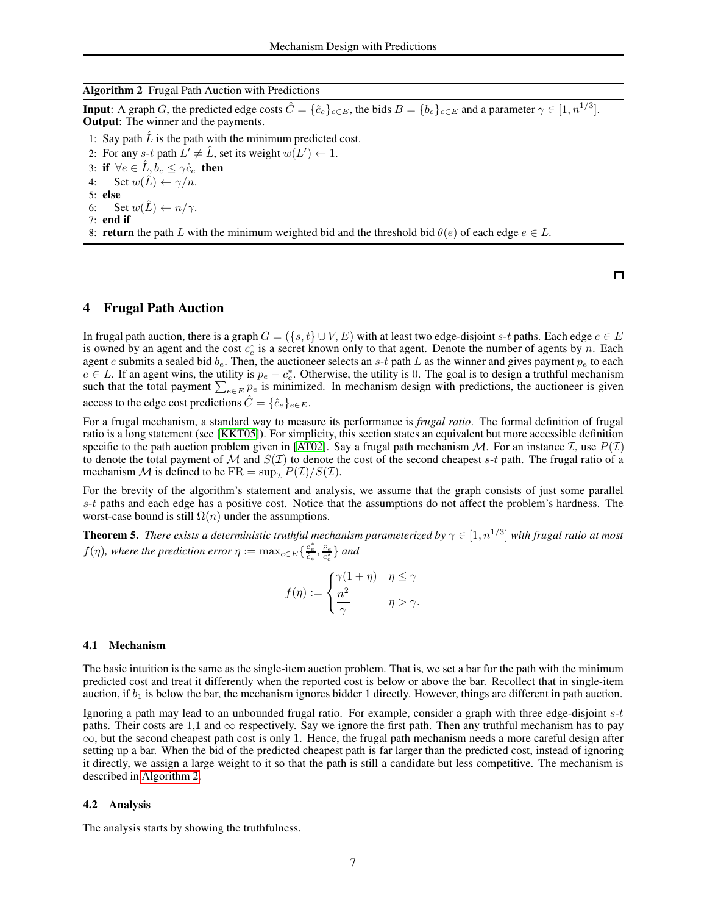**Algorithm 2** Frugal Path Auction with Predictions

**Input**: A graph $G$, the predicted edge costs $\hat{C} = \{\hat{c}_e\}_{e \in E}$, the bids $B = \{b_e\}_{e \in E}$ and a parameter $\gamma \in [1, n^{1/3}]$.
**Output**: The winner and the payments.

1: Say path $\hat{L}$ is the path with the minimum predicted cost.
2: For any $s$-$t$ path $L' \neq \hat{L}$, set its weight $w(L') \leftarrow 1$.
3: **if** $\forall e \in \hat{L}, b_e \leq \gamma \hat{c}_e$ **then**
4: Set $w(\hat{L}) \leftarrow \gamma / n$.
5: **else**
6: Set $w(\hat{L}) \leftarrow n / \gamma$.
7: **end if**
8: **return** the path $L$ with the minimum weighted bid and the threshold bid $\theta(e)$ of each edge $e \in L$.

□

# 4 Frugal Path Auction

In frugal path auction, there is a graph $G = (\{s, t\} \cup V, E)$ with at least two edge-disjoint $s$-$t$ paths. Each edge $e \in E$ is owned by an agent and the cost $c_e^*$ is a secret known only to that agent. Denote the number of agents by $n$. Each agent $e$ submits a sealed bid $b_e$. Then, the auctioneer selects an $s$-$t$ path $L$ as the winner and gives payment $p_e$ to each $e \in L$. If an agent wins, the utility is $p_e - c_e^*$. Otherwise, the utility is 0. The goal is to design a truthful mechanism such that the total payment $\sum_{e \in E} p_e$ is minimized. In mechanism design with predictions, the auctioneer is given access to the edge cost predictions $\hat{C} = \{\hat{c}_e\}_{e \in E}$.

For a frugal mechanism, a standard way to measure its performance is *frugal ratio*. The formal definition of frugal ratio is a long statement (see [KKT05]). For simplicity, this section states an equivalent but more accessible definition specific to the path auction problem given in [AT02]. Say a frugal path mechanism $\mathcal{M}$. For an instance $\mathcal{I}$, use $P(\mathcal{I})$ to denote the total payment of $\mathcal{M}$ and $S(\mathcal{I})$ to denote the cost of the second cheapest $s$-$t$ path. The frugal ratio of a mechanism $\mathcal{M}$ is defined to be $\text{FR} = \sup_{\mathcal{I}} P(\mathcal{I}) / S(\mathcal{I})$.

For the brevity of the algorithm's statement and analysis, we assume that the graph consists of just some parallel $s$-$t$ paths and each edge has a positive cost. Notice that the assumptions do not affect the problem's hardness. The worst-case bound is still $\Omega(n)$ under the assumptions.

**Theorem 5.** *There exists a deterministic truthful mechanism parameterized by $\gamma \in [1, n^{1/3}]$ with frugal ratio at most $f(\eta)$, where the prediction error $\eta := \max_{e \in E}\{\frac{c_e^*}{\hat{c}_e}, \frac{\hat{c}_e}{c_e^*}\}$ and*

$$f(\eta) := \begin{cases} \gamma(1 + \eta) & \eta \leq \gamma \\ \dfrac{n^2}{\gamma} & \eta > \gamma. \end{cases}$$

## 4.1 Mechanism

The basic intuition is the same as the single-item auction problem. That is, we set a bar for the path with the minimum predicted cost and treat it differently when the reported cost is below or above the bar. Recollect that in single-item auction, if $b_1$ is below the bar, the mechanism ignores bidder 1 directly. However, things are different in path auction.

Ignoring a path may lead to an unbounded frugal ratio. For example, consider a graph with three edge-disjoint $s$-$t$ paths. Their costs are 1,1 and $\infty$ respectively. Say we ignore the first path. Then any truthful mechanism has to pay $\infty$, but the second cheapest path cost is only 1. Hence, the frugal path mechanism needs a more careful design after setting up a bar. When the bid of the predicted cheapest path is far larger than the predicted cost, instead of ignoring it directly, we assign a large weight to it so that the path is still a candidate but less competitive. The mechanism is described in Algorithm 2.

## 4.2 Analysis

The analysis starts by showing the truthfulness.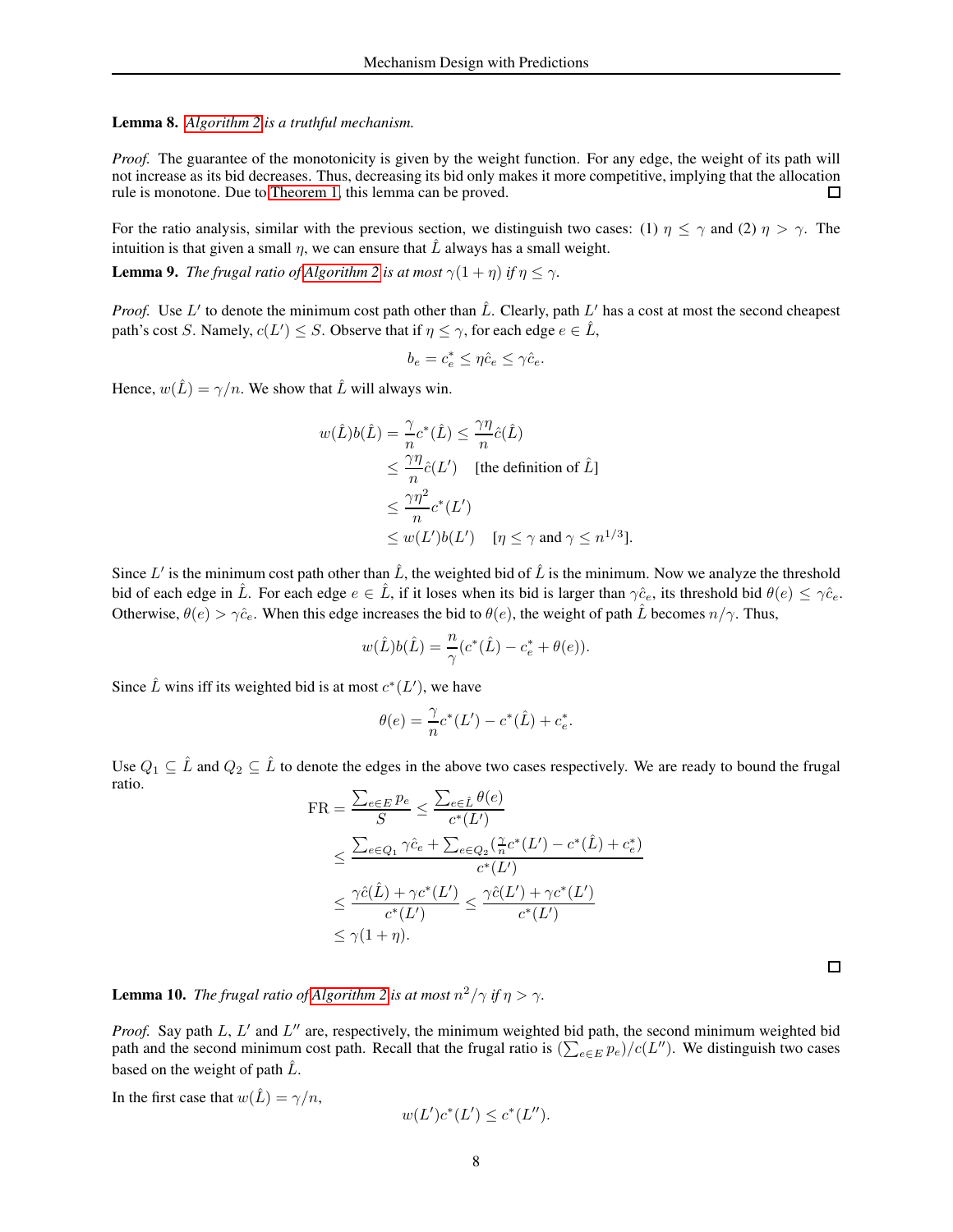**Lemma 8.** *Algorithm 2 is a truthful mechanism.*

*Proof.* The guarantee of the monotonicity is given by the weight function. For any edge, the weight of its path will not increase as its bid decreases. Thus, decreasing its bid only makes it more competitive, implying that the allocation rule is monotone. Due to Theorem 1, this lemma can be proved. □

For the ratio analysis, similar with the previous section, we distinguish two cases: (1) $\eta \leq \gamma$ and (2) $\eta > \gamma$. The intuition is that given a small $\eta$, we can ensure that $\hat{L}$ always has a small weight.

**Lemma 9.** *The frugal ratio of Algorithm 2 is at most $\gamma(1+\eta)$ if $\eta \leq \gamma$.*

*Proof.* Use $L'$ to denote the minimum cost path other than $\hat{L}$. Clearly, path $L'$ has a cost at most the second cheapest path's cost $S$. Namely, $c(L') \leq S$. Observe that if $\eta \leq \gamma$, for each edge $e \in \hat{L}$,

$$b_e = c_e^* \leq \eta \hat{c}_e \leq \gamma \hat{c}_e.$$

Hence, $w(\hat{L}) = \gamma/n$. We show that $\hat{L}$ will always win.

$$\begin{aligned}
w(\hat{L})b(\hat{L}) &= \frac{\gamma}{n} c^*(\hat{L}) \leq \frac{\gamma\eta}{n} \hat{c}(\hat{L}) \\
&\leq \frac{\gamma\eta}{n} \hat{c}(L') \quad \text{[the definition of } \hat{L}] \\
&\leq \frac{\gamma\eta^2}{n} c^*(L') \\
&\leq w(L')b(L') \quad [\eta \leq \gamma \text{ and } \gamma \leq n^{1/3}].
\end{aligned}$$

Since $L'$ is the minimum cost path other than $\hat{L}$, the weighted bid of $\hat{L}$ is the minimum. Now we analyze the threshold bid of each edge in $\hat{L}$. For each edge $e \in \hat{L}$, if it loses when its bid is larger than $\gamma\hat{c}_e$, its threshold bid $\theta(e) \leq \gamma\hat{c}_e$. Otherwise, $\theta(e) > \gamma\hat{c}_e$. When this edge increases the bid to $\theta(e)$, the weight of path $\hat{L}$ becomes $n/\gamma$. Thus,

$$w(\hat{L})b(\hat{L}) = \frac{n}{\gamma}(c^*(\hat{L}) - c_e^* + \theta(e)).$$

Since $\hat{L}$ wins iff its weighted bid is at most $c^*(L')$, we have

$$\theta(e) = \frac{\gamma}{n} c^*(L') - c^*(\hat{L}) + c_e^*.$$

Use $Q_1 \subseteq \hat{L}$ and $Q_2 \subseteq \hat{L}$ to denote the edges in the above two cases respectively. We are ready to bound the frugal ratio.

$$\begin{aligned}
\text{FR} = \frac{\sum_{e \in E} p_e}{S} &\leq \frac{\sum_{e \in \hat{L}} \theta(e)}{c^*(L')} \\
&\leq \frac{\sum_{e \in Q_1} \gamma \hat{c}_e + \sum_{e \in Q_2} (\frac{\gamma}{n} c^*(L') - c^*(\hat{L}) + c_e^*)}{c^*(L')} \\
&\leq \frac{\gamma \hat{c}(\hat{L}) + \gamma c^*(L')}{c^*(L')} \leq \frac{\gamma \hat{c}(L') + \gamma c^*(L')}{c^*(L')} \\
&\leq \gamma(1+\eta).
\end{aligned}$$

□

**Lemma 10.** *The frugal ratio of Algorithm 2 is at most $n^2/\gamma$ if $\eta > \gamma$.*

*Proof.* Say path $L$, $L'$ and $L''$ are, respectively, the minimum weighted bid path, the second minimum weighted bid path and the second minimum cost path. Recall that the frugal ratio is $(\sum_{e \in E} p_e)/c(L'')$. We distinguish two cases based on the weight of path $\hat{L}$.

In the first case that $w(\hat{L}) = \gamma/n$,

$$w(L')c^*(L') \leq c^*(L'').$$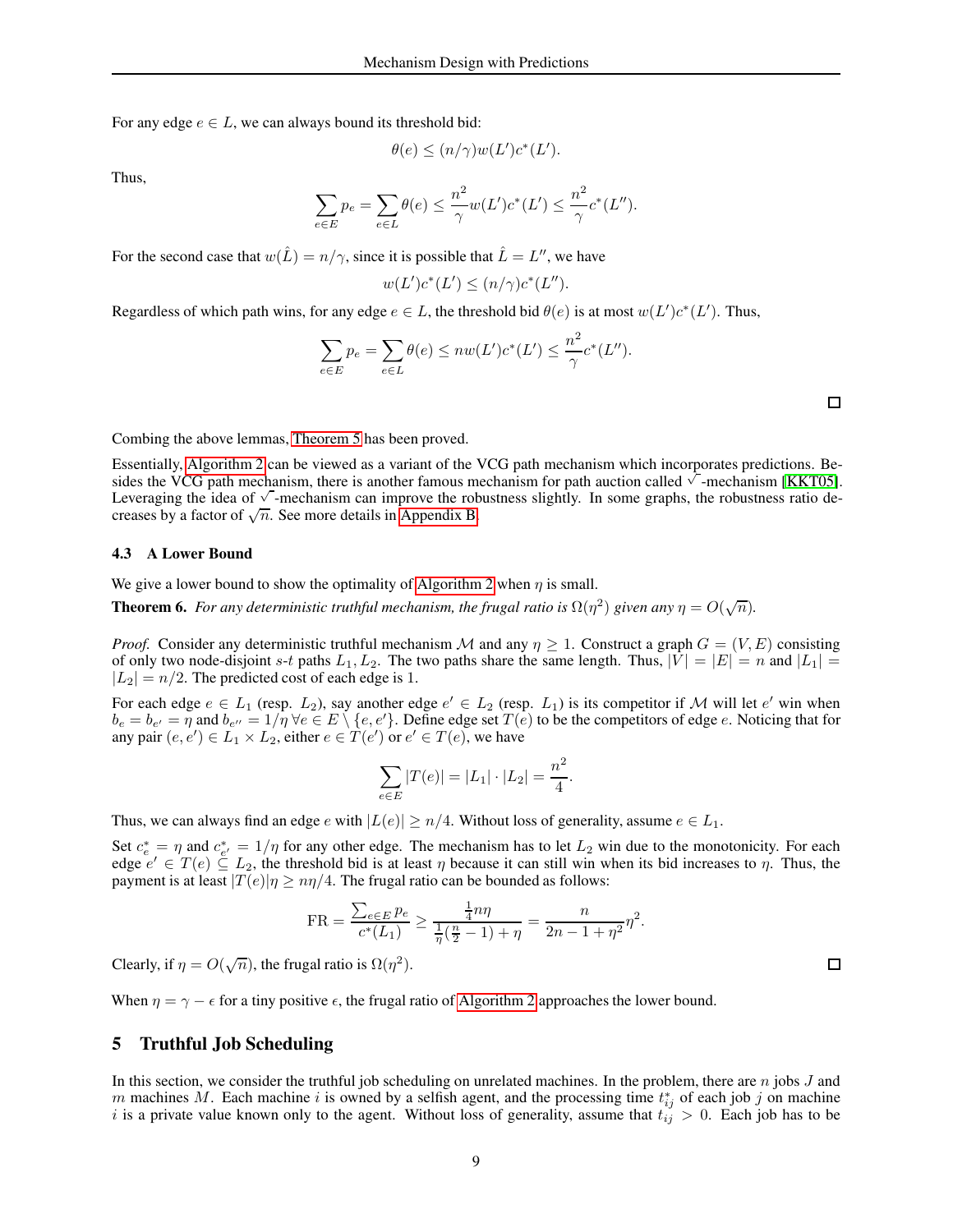For any edge $e \in L$, we can always bound its threshold bid:

$$\theta(e) \leq (n/\gamma) w(L') c^*(L').$$

Thus,

$$\sum_{e \in E} p_e = \sum_{e \in L} \theta(e) \leq \frac{n^2}{\gamma} w(L') c^*(L') \leq \frac{n^2}{\gamma} c^*(L'').$$

For the second case that $w(\hat{L}) = n/\gamma$, since it is possible that $\hat{L} = L''$, we have

$$w(L') c^*(L') \leq (n/\gamma) c^*(L'').$$

Regardless of which path wins, for any edge $e \in L$, the threshold bid $\theta(e)$ is at most $w(L')c^*(L')$. Thus,

$$\sum_{e \in E} p_e = \sum_{e \in L} \theta(e) \leq n w(L') c^*(L') \leq \frac{n^2}{\gamma} c^*(L'').$$

□

Combing the above lemmas, Theorem 5 has been proved.

Essentially, Algorithm 2 can be viewed as a variant of the VCG path mechanism which incorporates predictions. Besides the VCG path mechanism, there is another famous mechanism for path auction called $\sqrt{\ }$-mechanism [KKT05]. Leveraging the idea of $\sqrt{\ }$-mechanism can improve the robustness slightly. In some graphs, the robustness ratio decreases by a factor of $\sqrt{n}$. See more details in Appendix B.

### 4.3 A Lower Bound

We give a lower bound to show the optimality of Algorithm 2 when $\eta$ is small.

**Theorem 6.** *For any deterministic truthful mechanism, the frugal ratio is $\Omega(\eta^2)$ given any $\eta = O(\sqrt{n})$.*

*Proof.* Consider any deterministic truthful mechanism $\mathcal{M}$ and any $\eta \geq 1$. Construct a graph $G = (V, E)$ consisting of only two node-disjoint $s$-$t$ paths $L_1, L_2$. The two paths share the same length. Thus, $|V| = |E| = n$ and $|L_1| = |L_2| = n/2$. The predicted cost of each edge is 1.

For each edge $e \in L_1$ (resp. $L_2$), say another edge $e' \in L_2$ (resp. $L_1$) is its competitor if $\mathcal{M}$ will let $e'$ win when $b_e = b_{e'} = \eta$ and $b_{e''} = 1/\eta \ \forall e \in E \setminus \{e, e'\}$. Define edge set $T(e)$ to be the competitors of edge $e$. Noticing that for any pair $(e, e') \in L_1 \times L_2$, either $e \in T(e')$ or $e' \in T(e)$, we have

$$\sum_{e \in E} |T(e)| = |L_1| \cdot |L_2| = \frac{n^2}{4}.$$

Thus, we can always find an edge $e$ with $|L(e)| \geq n/4$. Without loss of generality, assume $e \in L_1$.

Set $c^*_e = \eta$ and $c^*_{e'} = 1/\eta$ for any other edge. The mechanism has to let $L_2$ win due to the monotonicity. For each edge $e' \in T(e) \subseteq L_2$, the threshold bid is at least $\eta$ because it can still win when its bid increases to $\eta$. Thus, the payment is at least $|T(e)|\eta \geq n\eta/4$. The frugal ratio can be bounded as follows:

$$\text{FR} = \frac{\sum_{e \in E} p_e}{c^*(L_1)} \geq \frac{\frac{1}{4} n \eta}{\frac{1}{\eta}(\frac{n}{2} - 1) + \eta} = \frac{n}{2n - 1 + \eta^2} \eta^2.$$

Clearly, if $\eta = O(\sqrt{n})$, the frugal ratio is $\Omega(\eta^2)$. □

When $\eta = \gamma - \epsilon$ for a tiny positive $\epsilon$, the frugal ratio of Algorithm 2 approaches the lower bound.

## 5 Truthful Job Scheduling

In this section, we consider the truthful job scheduling on unrelated machines. In the problem, there are $n$ jobs $J$ and $m$ machines $M$. Each machine $i$ is owned by a selfish agent, and the processing time $t^*_{ij}$ of each job $j$ on machine $i$ is a private value known only to the agent. Without loss of generality, assume that $t_{ij} > 0$. Each job has to be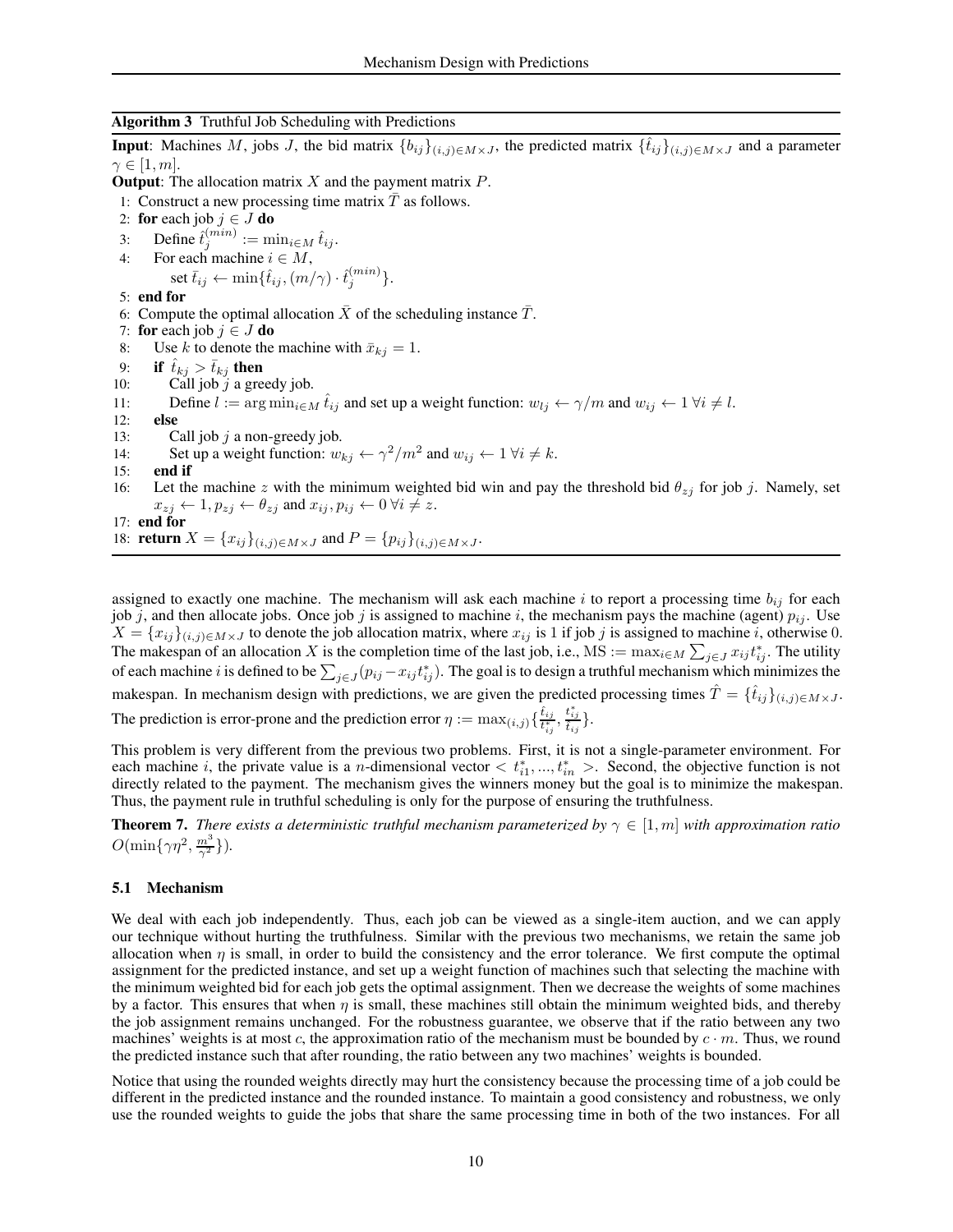**Algorithm 3** Truthful Job Scheduling with Predictions

**Input**: Machines $M$, jobs $J$, the bid matrix $\{b_{ij}\}_{(i,j)\in M\times J}$, the predicted matrix $\{\hat{t}_{ij}\}_{(i,j)\in M\times J}$ and a parameter $\gamma \in [1, m]$.

**Output**: The allocation matrix $X$ and the payment matrix $P$.

1: Construct a new processing time matrix $\bar{T}$ as follows.
2: **for** each job $j \in J$ **do**
3: Define $\hat{t}_j^{(min)} := \min_{i\in M} \hat{t}_{ij}$.
4: For each machine $i \in M$, set $\bar{t}_{ij} \leftarrow \min\{\hat{t}_{ij}, (m/\gamma)\cdot \hat{t}_j^{(min)}\}$.
5: **end for**
6: Compute the optimal allocation $\bar{X}$ of the scheduling instance $\bar{T}$.
7: **for** each job $j \in J$ **do**
8: Use $k$ to denote the machine with $\bar{x}_{kj} = 1$.
9: **if** $\hat{t}_{kj} > \bar{t}_{kj}$ **then**
10: Call job $j$ a greedy job.
11: Define $l := \arg\min_{i\in M} \hat{t}_{ij}$ and set up a weight function: $w_{lj} \leftarrow \gamma/m$ and $w_{ij} \leftarrow 1\ \forall i \neq l$.
12: **else**
13: Call job $j$ a non-greedy job.
14: Set up a weight function: $w_{kj} \leftarrow \gamma^2/m^2$ and $w_{ij} \leftarrow 1\ \forall i \neq k$.
15: **end if**
16: Let the machine $z$ with the minimum weighted bid win and pay the threshold bid $\theta_{zj}$ for job $j$. Namely, set $x_{zj} \leftarrow 1, p_{zj} \leftarrow \theta_{zj}$ and $x_{ij}, p_{ij} \leftarrow 0\ \forall i \neq z$.
17: **end for**
18: **return** $X = \{x_{ij}\}_{(i,j)\in M\times J}$ and $P = \{p_{ij}\}_{(i,j)\in M\times J}$.

assigned to exactly one machine. The mechanism will ask each machine $i$ to report a processing time $b_{ij}$ for each job $j$, and then allocate jobs. Once job $j$ is assigned to machine $i$, the mechanism pays the machine (agent) $p_{ij}$. Use $X = \{x_{ij}\}_{(i,j)\in M\times J}$ to denote the job allocation matrix, where $x_{ij}$ is 1 if job $j$ is assigned to machine $i$, otherwise 0. The makespan of an allocation $X$ is the completion time of the last job, i.e., $\text{MS} := \max_{i\in M}\sum_{j\in J} x_{ij}t^*_{ij}$. The utility of each machine $i$ is defined to be $\sum_{j\in J}(p_{ij} - x_{ij}t^*_{ij})$. The goal is to design a truthful mechanism which minimizes the makespan. In mechanism design with predictions, we are given the predicted processing times $\hat{T} = \{\hat{t}_{ij}\}_{(i,j)\in M\times J}$. The prediction is error-prone and the prediction error $\eta := \max_{(i,j)}\{\frac{\hat{t}_{ij}}{t^*_{ij}}, \frac{t^*_{ij}}{\hat{t}_{ij}}\}$.

This problem is very different from the previous two problems. First, it is not a single-parameter environment. For each machine $i$, the private value is a $n$-dimensional vector $< t^*_{i1}, ..., t^*_{in} >$. Second, the objective function is not directly related to the payment. The mechanism gives the winners money but the goal is to minimize the makespan. Thus, the payment rule in truthful scheduling is only for the purpose of ensuring the truthfulness.

**Theorem 7.** *There exists a deterministic truthful mechanism parameterized by $\gamma \in [1, m]$ with approximation ratio $O(\min\{\gamma\eta^2, \frac{m^3}{\gamma^2}\})$.*

### 5.1 Mechanism

We deal with each job independently. Thus, each job can be viewed as a single-item auction, and we can apply our technique without hurting the truthfulness. Similar with the previous two mechanisms, we retain the same job allocation when $\eta$ is small, in order to build the consistency and the error tolerance. We first compute the optimal assignment for the predicted instance, and set up a weight function of machines such that selecting the machine with the minimum weighted bid for each job gets the optimal assignment. Then we decrease the weights of some machines by a factor. This ensures that when $\eta$ is small, these machines still obtain the minimum weighted bids, and thereby the job assignment remains unchanged. For the robustness guarantee, we observe that if the ratio between any two machines' weights is at most $c$, the approximation ratio of the mechanism must be bounded by $c \cdot m$. Thus, we round the predicted instance such that after rounding, the ratio between any two machines' weights is bounded.

Notice that using the rounded weights directly may hurt the consistency because the processing time of a job could be different in the predicted instance and the rounded instance. To maintain a good consistency and robustness, we only use the rounded weights to guide the jobs that share the same processing time in both of the two instances. For all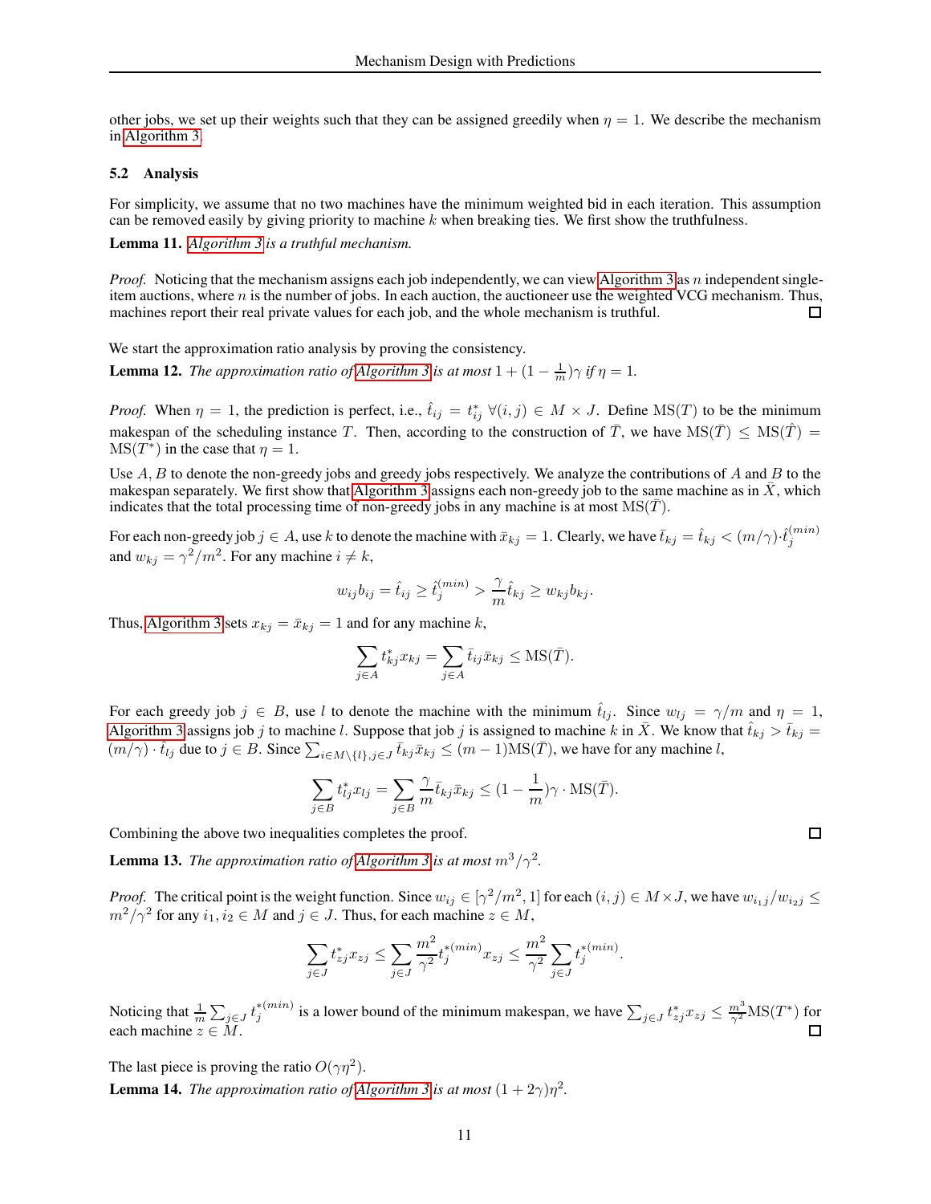other jobs, we set up their weights such that they can be assigned greedily when $\eta = 1$. We describe the mechanism in Algorithm 3.

### 5.2 Analysis

For simplicity, we assume that no two machines have the minimum weighted bid in each iteration. This assumption can be removed easily by giving priority to machine $k$ when breaking ties. We first show the truthfulness.

**Lemma 11.** *Algorithm 3 is a truthful mechanism.*

*Proof.* Noticing that the mechanism assigns each job independently, we can view Algorithm 3 as $n$ independent single-item auctions, where $n$ is the number of jobs. In each auction, the auctioneer use the weighted VCG mechanism. Thus, machines report their real private values for each job, and the whole mechanism is truthful. □

We start the approximation ratio analysis by proving the consistency.

**Lemma 12.** *The approximation ratio of Algorithm 3 is at most $1 + (1 - \frac{1}{m})\gamma$ if $\eta = 1$.*

*Proof.* When $\eta = 1$, the prediction is perfect, i.e., $\hat{t}_{ij} = t^*_{ij}\ \forall (i,j) \in M \times J$. Define $\mathrm{MS}(T)$ to be the minimum makespan of the scheduling instance $T$. Then, according to the construction of $\bar{T}$, we have $\mathrm{MS}(\bar{T}) \le \mathrm{MS}(\hat{T}) = \mathrm{MS}(T^*)$ in the case that $\eta = 1$.

Use $A, B$ to denote the non-greedy jobs and greedy jobs respectively. We analyze the contributions of $A$ and $B$ to the makespan separately. We first show that Algorithm 3 assigns each non-greedy job to the same machine as in $\bar{X}$, which indicates that the total processing time of non-greedy jobs in any machine is at most $\mathrm{MS}(\bar{T})$.

For each non-greedy job $j \in A$, use $k$ to denote the machine with $\bar{x}_{kj} = 1$. Clearly, we have $\bar{t}_{kj} = \hat{t}_{kj} < (m/\gamma) \cdot \hat{t}^{(min)}_j$ and $w_{kj} = \gamma^2/m^2$. For any machine $i \neq k$,

$$w_{ij} b_{ij} = \hat{t}_{ij} \ge \hat{t}^{(min)}_j > \frac{\gamma}{m} \hat{t}_{kj} \ge w_{kj} b_{kj}.$$

Thus, Algorithm 3 sets $x_{kj} = \bar{x}_{kj} = 1$ and for any machine $k$,

$$\sum_{j \in A} t^*_{kj} x_{kj} = \sum_{j \in A} \bar{t}_{ij} \bar{x}_{kj} \le \mathrm{MS}(\bar{T}).$$

For each greedy job $j \in B$, use $l$ to denote the machine with the minimum $\hat{t}_{lj}$. Since $w_{lj} = \gamma/m$ and $\eta = 1$, Algorithm 3 assigns job $j$ to machine $l$. Suppose that job $j$ is assigned to machine $k$ in $\bar{X}$. We know that $\hat{t}_{kj} > \bar{t}_{kj} = (m/\gamma) \cdot \hat{t}_{lj}$ due to $j \in B$. Since $\sum_{i \in M \setminus \{l\}, j \in J} \bar{t}_{kj} \bar{x}_{kj} \le (m-1)\mathrm{MS}(\bar{T})$, we have for any machine $l$,

$$\sum_{j \in B} t^*_{lj} x_{lj} = \sum_{j \in B} \frac{\gamma}{m} \bar{t}_{kj} \bar{x}_{kj} \le (1 - \frac{1}{m})\gamma \cdot \mathrm{MS}(\bar{T}).$$

Combining the above two inequalities completes the proof. □

**Lemma 13.** *The approximation ratio of Algorithm 3 is at most $m^3/\gamma^2$.*

*Proof.* The critical point is the weight function. Since $w_{ij} \in [\gamma^2/m^2, 1]$ for each $(i,j) \in M \times J$, we have $w_{i_1 j}/w_{i_2 j} \le m^2/\gamma^2$ for any $i_1, i_2 \in M$ and $j \in J$. Thus, for each machine $z \in M$,

$$\sum_{j \in J} t^*_{zj} x_{zj} \le \sum_{j \in J} \frac{m^2}{\gamma^2} t^{*(min)}_j x_{zj} \le \frac{m^2}{\gamma^2} \sum_{j \in J} t^{*(min)}_j.$$

Noticing that $\frac{1}{m} \sum_{j \in J} t^{*(min)}_j$ is a lower bound of the minimum makespan, we have $\sum_{j \in J} t^*_{zj} x_{zj} \le \frac{m^3}{\gamma^2} \mathrm{MS}(T^*)$ for each machine $z \in M$. □

The last piece is proving the ratio $O(\gamma\eta^2)$.

**Lemma 14.** *The approximation ratio of Algorithm 3 is at most $(1 + 2\gamma)\eta^2$.*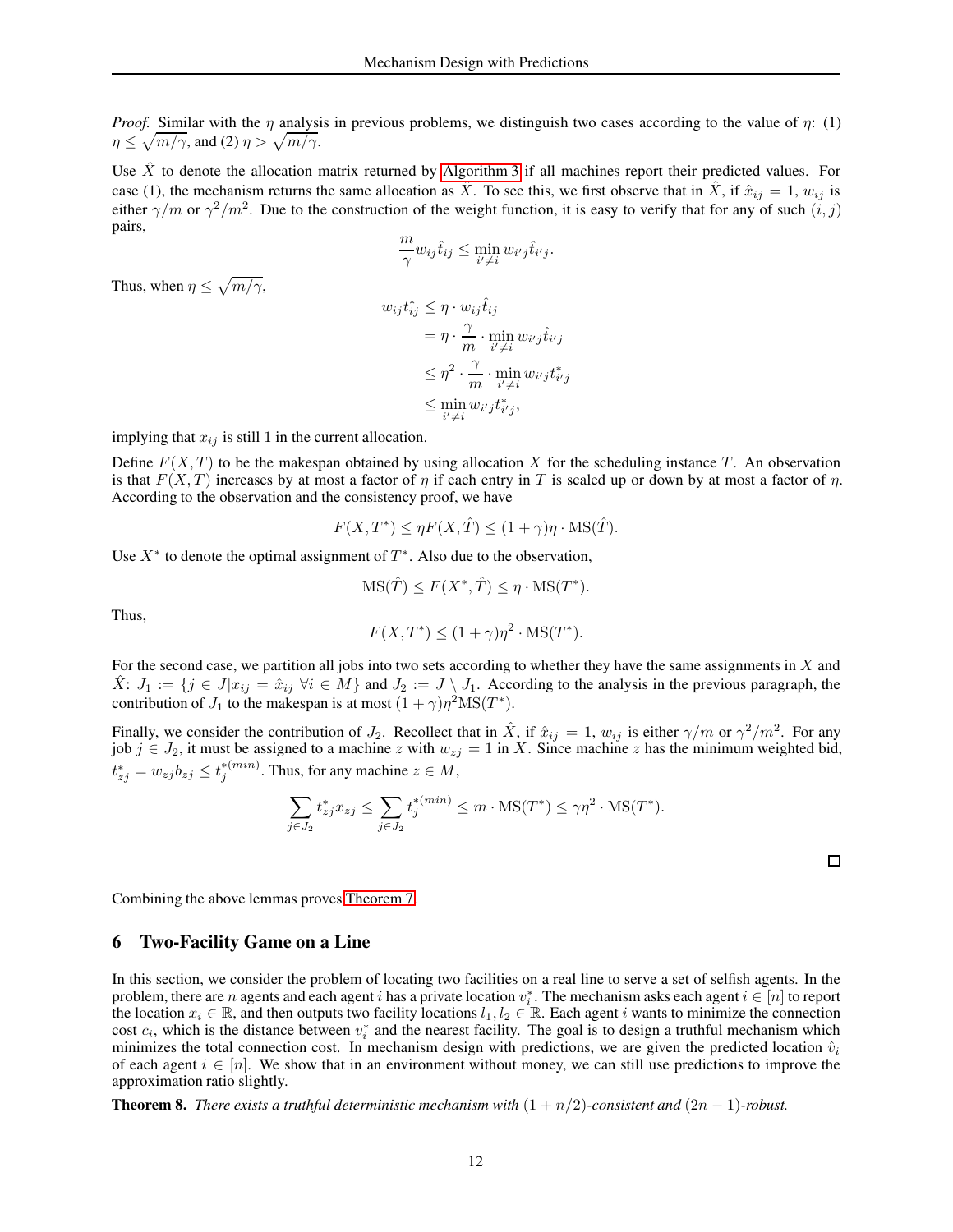*Proof.* Similar with the $\eta$ analysis in previous problems, we distinguish two cases according to the value of $\eta$: (1) $\eta \le \sqrt{m/\gamma}$, and (2) $\eta > \sqrt{m/\gamma}$.

Use $\hat{X}$ to denote the allocation matrix returned by Algorithm 3 if all machines report their predicted values. For case (1), the mechanism returns the same allocation as $X$. To see this, we first observe that in $\hat{X}$, if $\hat{x}_{ij} = 1$, $w_{ij}$ is either $\gamma/m$ or $\gamma^2/m^2$. Due to the construction of the weight function, it is easy to verify that for any of such $(i, j)$ pairs,

$$\frac{m}{\gamma} w_{ij} \hat{t}_{ij} \le \min_{i' \neq i} w_{i'j} \hat{t}_{i'j}.$$

Thus, when $\eta \le \sqrt{m/\gamma}$,

$$\begin{aligned}
w_{ij} t^*_{ij} &\le \eta \cdot w_{ij} \hat{t}_{ij} \\
&= \eta \cdot \frac{\gamma}{m} \cdot \min_{i' \neq i} w_{i'j} \hat{t}_{i'j} \\
&\le \eta^2 \cdot \frac{\gamma}{m} \cdot \min_{i' \neq i} w_{i'j} t^*_{i'j} \\
&\le \min_{i' \neq i} w_{i'j} t^*_{i'j},
\end{aligned}$$

implying that $x_{ij}$ is still 1 in the current allocation.

Define $F(X, T)$ to be the makespan obtained by using allocation $X$ for the scheduling instance $T$. An observation is that $F(X, T)$ increases by at most a factor of $\eta$ if each entry in $T$ is scaled up or down by at most a factor of $\eta$. According to the observation and the consistency proof, we have

$$F(X, T^*) \le \eta F(X, \hat{T}) \le (1 + \gamma)\eta \cdot \mathrm{MS}(\hat{T}).$$

Use $X^*$ to denote the optimal assignment of $T^*$. Also due to the observation,

$$\mathrm{MS}(\hat{T}) \le F(X^*, \hat{T}) \le \eta \cdot \mathrm{MS}(T^*).$$

Thus,

$$F(X, T^*) \le (1 + \gamma)\eta^2 \cdot \mathrm{MS}(T^*).$$

For the second case, we partition all jobs into two sets according to whether they have the same assignments in $X$ and $\hat{X}$: $J_1 := \{j \in J | x_{ij} = \hat{x}_{ij} \ \forall i \in M\}$ and $J_2 := J \setminus J_1$. According to the analysis in the previous paragraph, the contribution of $J_1$ to the makespan is at most $(1 + \gamma)\eta^2 \mathrm{MS}(T^*)$.

Finally, we consider the contribution of $J_2$. Recollect that in $\hat{X}$, if $\hat{x}_{ij} = 1$, $w_{ij}$ is either $\gamma/m$ or $\gamma^2/m^2$. For any job $j \in J_2$, it must be assigned to a machine $z$ with $w_{zj} = 1$ in $X$. Since machine $z$ has the minimum weighted bid, $t^*_{zj} = w_{zj} b_{zj} \le t_j^{*(min)}$. Thus, for any machine $z \in M$,

$$\sum_{j \in J_2} t^*_{zj} x_{zj} \le \sum_{j \in J_2} t_j^{*(min)} \le m \cdot \mathrm{MS}(T^*) \le \gamma \eta^2 \cdot \mathrm{MS}(T^*).$$

□

Combining the above lemmas proves Theorem 7.

# 6 Two-Facility Game on a Line

In this section, we consider the problem of locating two facilities on a real line to serve a set of selfish agents. In the problem, there are $n$ agents and each agent $i$ has a private location $v_i^*$. The mechanism asks each agent $i \in [n]$ to report the location $x_i \in \mathbb{R}$, and then outputs two facility locations $l_1, l_2 \in \mathbb{R}$. Each agent $i$ wants to minimize the connection cost $c_i$, which is the distance between $v_i^*$ and the nearest facility. The goal is to design a truthful mechanism which minimizes the total connection cost. In mechanism design with predictions, we are given the predicted location $\hat{v}_i$ of each agent $i \in [n]$. We show that in an environment without money, we can still use predictions to improve the approximation ratio slightly.

**Theorem 8.** *There exists a truthful deterministic mechanism with $(1 + n/2)$-consistent and $(2n - 1)$-robust.*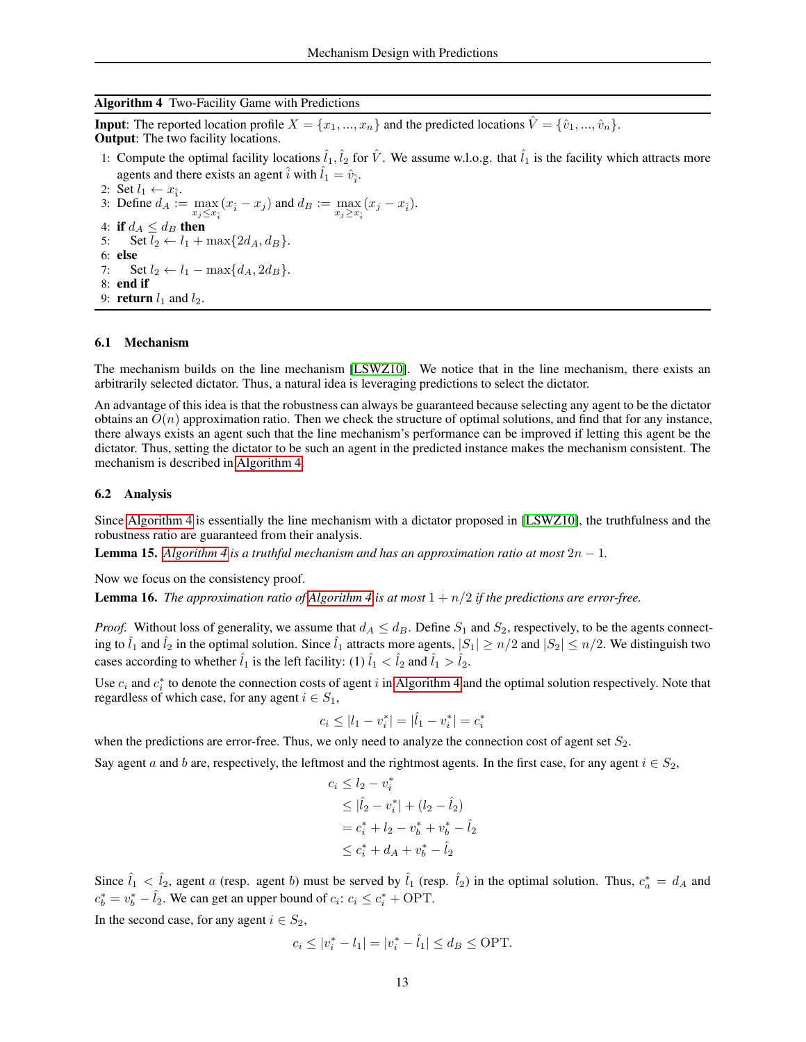**Algorithm 4** Two-Facility Game with Predictions

**Input**: The reported location profile $X = \{x_1, ..., x_n\}$ and the predicted locations $\hat{V} = \{\hat{v}_1, ..., \hat{v}_n\}$.
**Output**: The two facility locations.

1: Compute the optimal facility locations $\hat{l}_1, \hat{l}_2$ for $\hat{V}$. We assume w.l.o.g. that $\hat{l}_1$ is the facility which attracts more agents and there exists an agent $\hat{i}$ with $\hat{l}_1 = \hat{v}_{\hat{i}}$.
2: Set $l_1 \leftarrow x_{\hat{i}}$.
3: Define $d_A := \max_{x_j \le x_{\hat{i}}} (x_{\hat{i}} - x_j)$ and $d_B := \max_{x_j \ge x_{\hat{i}}} (x_j - x_{\hat{i}})$.
4: **if** $d_A \le d_B$ **then**
5: Set $l_2 \leftarrow l_1 + \max\{2d_A, d_B\}$.
6: **else**
7: Set $l_2 \leftarrow l_1 - \max\{d_A, 2d_B\}$.
8: **end if**
9: **return** $l_1$ and $l_2$.

### 6.1 Mechanism

The mechanism builds on the line mechanism [LSWZ10]. We notice that in the line mechanism, there exists an arbitrarily selected dictator. Thus, a natural idea is leveraging predictions to select the dictator.

An advantage of this idea is that the robustness can always be guaranteed because selecting any agent to be the dictator obtains an $O(n)$ approximation ratio. Then we check the structure of optimal solutions, and find that for any instance, there always exists an agent such that the line mechanism's performance can be improved if letting this agent be the dictator. Thus, setting the dictator to be such an agent in the predicted instance makes the mechanism consistent. The mechanism is described in Algorithm 4.

### 6.2 Analysis

Since Algorithm 4 is essentially the line mechanism with a dictator proposed in [LSWZ10], the truthfulness and the robustness ratio are guaranteed from their analysis.

**Lemma 15.** *Algorithm 4 is a truthful mechanism and has an approximation ratio at most $2n - 1$.*

Now we focus on the consistency proof.

**Lemma 16.** *The approximation ratio of Algorithm 4 is at most $1 + n/2$ if the predictions are error-free.*

*Proof.* Without loss of generality, we assume that $d_A \le d_B$. Define $S_1$ and $S_2$, respectively, to be the agents connecting to $\hat{l}_1$ and $\hat{l}_2$ in the optimal solution. Since $\hat{l}_1$ attracts more agents, $|S_1| \ge n/2$ and $|S_2| \le n/2$. We distinguish two cases according to whether $\hat{l}_1$ is the left facility: (1) $\hat{l}_1 < \hat{l}_2$ and $\hat{l}_1 > \hat{l}_2$.

Use $c_i$ and $c_i^*$ to denote the connection costs of agent $i$ in Algorithm 4 and the optimal solution respectively. Note that regardless of which case, for any agent $i \in S_1$,

$$c_i \le |l_1 - v_i^*| = |\hat{l}_1 - v_i^*| = c_i^*$$

when the predictions are error-free. Thus, we only need to analyze the connection cost of agent set $S_2$.

Say agent $a$ and $b$ are, respectively, the leftmost and the rightmost agents. In the first case, for any agent $i \in S_2$,

$$\begin{aligned}
c_i &\le l_2 - v_i^* \\
&\le |\hat{l}_2 - v_i^*| + (l_2 - \hat{l}_2) \\
&= c_i^* + l_2 - v_b^* + v_b^* - \hat{l}_2 \\
&\le c_i^* + d_A + v_b^* - \hat{l}_2
\end{aligned}$$

Since $\hat{l}_1 < \hat{l}_2$, agent $a$ (resp. agent $b$) must be served by $\hat{l}_1$ (resp. $\hat{l}_2$) in the optimal solution. Thus, $c_a^* = d_A$ and $c_b^* = v_b^* - \hat{l}_2$. We can get an upper bound of $c_i$: $c_i \le c_i^* + \text{OPT}$.

In the second case, for any agent $i \in S_2$,

$$c_i \le |v_i^* - l_1| = |v_i^* - \hat{l}_1| \le d_B \le \text{OPT}.$$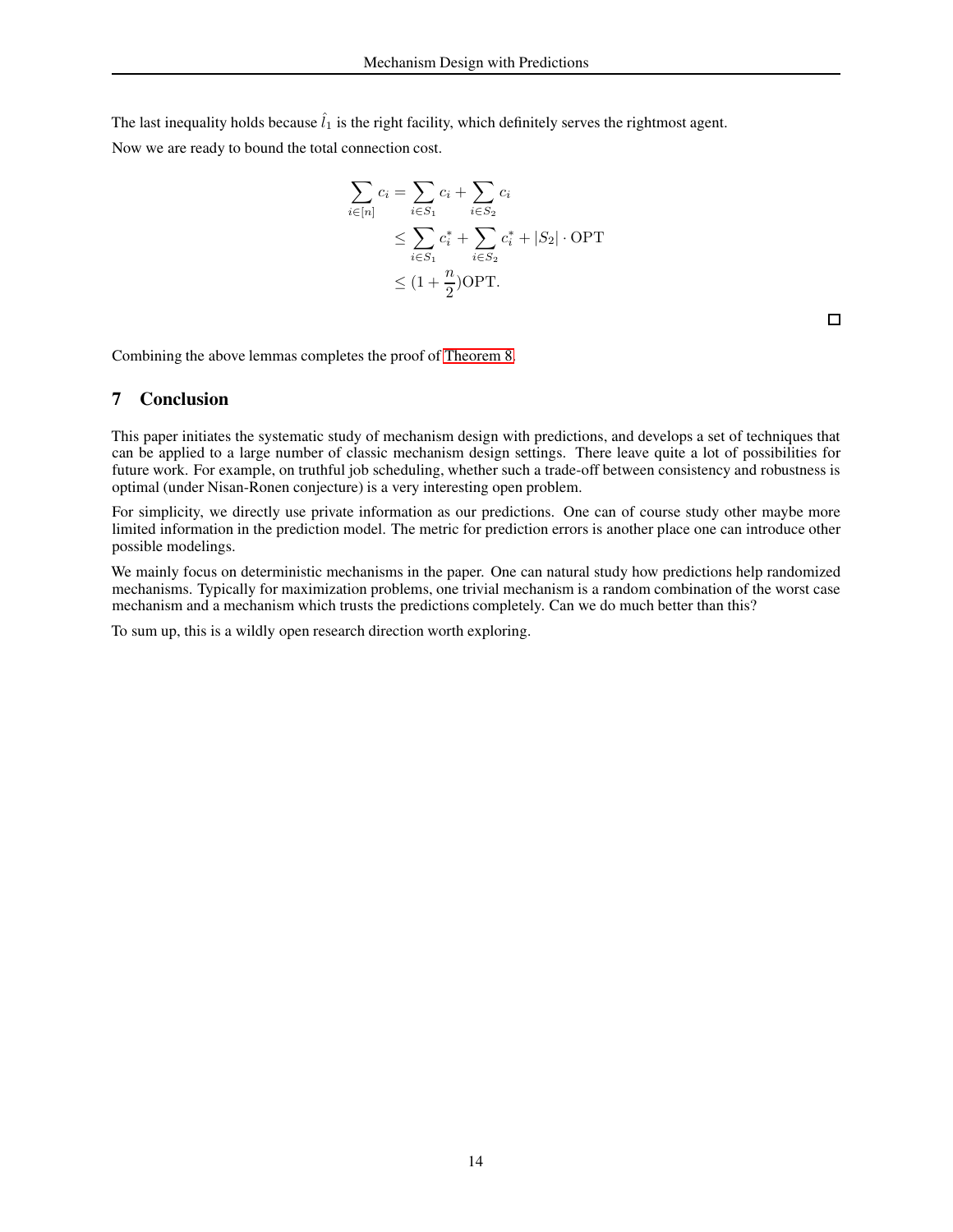The last inequality holds because $\hat{l}_1$ is the right facility, which definitely serves the rightmost agent.

Now we are ready to bound the total connection cost.

$$
\begin{aligned}
\sum_{i\in[n]} c_i &= \sum_{i\in S_1} c_i + \sum_{i\in S_2} c_i \\
&\leq \sum_{i\in S_1} c_i^* + \sum_{i\in S_2} c_i^* + |S_2| \cdot \mathrm{OPT} \\
&\leq (1+\frac{n}{2})\mathrm{OPT}.
\end{aligned}
$$

□

Combining the above lemmas completes the proof of Theorem 8.

## 7 Conclusion

This paper initiates the systematic study of mechanism design with predictions, and develops a set of techniques that can be applied to a large number of classic mechanism design settings. There leave quite a lot of possibilities for future work. For example, on truthful job scheduling, whether such a trade-off between consistency and robustness is optimal (under Nisan-Ronen conjecture) is a very interesting open problem.

For simplicity, we directly use private information as our predictions. One can of course study other maybe more limited information in the prediction model. The metric for prediction errors is another place one can introduce other possible modelings.

We mainly focus on deterministic mechanisms in the paper. One can natural study how predictions help randomized mechanisms. Typically for maximization problems, one trivial mechanism is a random combination of the worst case mechanism and a mechanism which trusts the predictions completely. Can we do much better than this?

To sum up, this is a wildly open research direction worth exploring.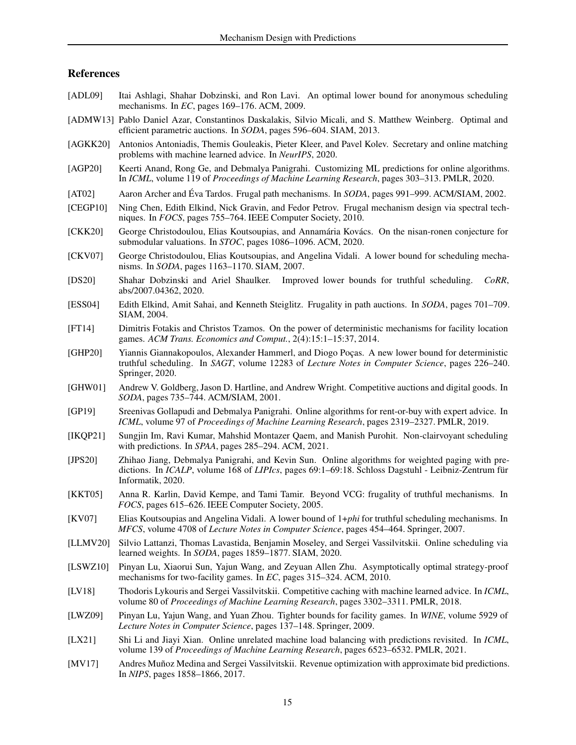## References

[ADL09] Itai Ashlagi, Shahar Dobzinski, and Ron Lavi. An optimal lower bound for anonymous scheduling mechanisms. In *EC*, pages 169–176. ACM, 2009.

[ADMW13] Pablo Daniel Azar, Constantinos Daskalakis, Silvio Micali, and S. Matthew Weinberg. Optimal and efficient parametric auctions. In *SODA*, pages 596–604. SIAM, 2013.

[AGKK20] Antonios Antoniadis, Themis Gouleakis, Pieter Kleer, and Pavel Kolev. Secretary and online matching problems with machine learned advice. In *NeurIPS*, 2020.

[AGP20] Keerti Anand, Rong Ge, and Debmalya Panigrahi. Customizing ML predictions for online algorithms. In *ICML*, volume 119 of *Proceedings of Machine Learning Research*, pages 303–313. PMLR, 2020.

[AT02] Aaron Archer and Éva Tardos. Frugal path mechanisms. In *SODA*, pages 991–999. ACM/SIAM, 2002.

[CEGP10] Ning Chen, Edith Elkind, Nick Gravin, and Fedor Petrov. Frugal mechanism design via spectral techniques. In *FOCS*, pages 755–764. IEEE Computer Society, 2010.

[CKK20] George Christodoulou, Elias Koutsoupias, and Annamária Kovács. On the nisan-ronen conjecture for submodular valuations. In *STOC*, pages 1086–1096. ACM, 2020.

[CKV07] George Christodoulou, Elias Koutsoupias, and Angelina Vidali. A lower bound for scheduling mechanisms. In *SODA*, pages 1163–1170. SIAM, 2007.

[DS20] Shahar Dobzinski and Ariel Shaulker. Improved lower bounds for truthful scheduling. *CoRR*, abs/2007.04362, 2020.

[ESS04] Edith Elkind, Amit Sahai, and Kenneth Steiglitz. Frugality in path auctions. In *SODA*, pages 701–709. SIAM, 2004.

[FT14] Dimitris Fotakis and Christos Tzamos. On the power of deterministic mechanisms for facility location games. *ACM Trans. Economics and Comput.*, 2(4):15:1–15:37, 2014.

[GHP20] Yiannis Giannakopoulos, Alexander Hammerl, and Diogo Poças. A new lower bound for deterministic truthful scheduling. In *SAGT*, volume 12283 of *Lecture Notes in Computer Science*, pages 226–240. Springer, 2020.

[GHW01] Andrew V. Goldberg, Jason D. Hartline, and Andrew Wright. Competitive auctions and digital goods. In *SODA*, pages 735–744. ACM/SIAM, 2001.

[GP19] Sreenivas Gollapudi and Debmalya Panigrahi. Online algorithms for rent-or-buy with expert advice. In *ICML*, volume 97 of *Proceedings of Machine Learning Research*, pages 2319–2327. PMLR, 2019.

[IKQP21] Sungjin Im, Ravi Kumar, Mahshid Montazer Qaem, and Manish Purohit. Non-clairvoyant scheduling with predictions. In *SPAA*, pages 285–294. ACM, 2021.

[JPS20] Zhihao Jiang, Debmalya Panigrahi, and Kevin Sun. Online algorithms for weighted paging with predictions. In *ICALP*, volume 168 of *LIPIcs*, pages 69:1–69:18. Schloss Dagstuhl - Leibniz-Zentrum für Informatik, 2020.

[KKT05] Anna R. Karlin, David Kempe, and Tami Tamir. Beyond VCG: frugality of truthful mechanisms. In *FOCS*, pages 615–626. IEEE Computer Society, 2005.

[KV07] Elias Koutsoupias and Angelina Vidali. A lower bound of 1+*phi* for truthful scheduling mechanisms. In *MFCS*, volume 4708 of *Lecture Notes in Computer Science*, pages 454–464. Springer, 2007.

[LLMV20] Silvio Lattanzi, Thomas Lavastida, Benjamin Moseley, and Sergei Vassilvitskii. Online scheduling via learned weights. In *SODA*, pages 1859–1877. SIAM, 2020.

[LSWZ10] Pinyan Lu, Xiaorui Sun, Yajun Wang, and Zeyuan Allen Zhu. Asymptotically optimal strategy-proof mechanisms for two-facility games. In *EC*, pages 315–324. ACM, 2010.

[LV18] Thodoris Lykouris and Sergei Vassilvitskii. Competitive caching with machine learned advice. In *ICML*, volume 80 of *Proceedings of Machine Learning Research*, pages 3302–3311. PMLR, 2018.

[LWZ09] Pinyan Lu, Yajun Wang, and Yuan Zhou. Tighter bounds for facility games. In *WINE*, volume 5929 of *Lecture Notes in Computer Science*, pages 137–148. Springer, 2009.

[LX21] Shi Li and Jiayi Xian. Online unrelated machine load balancing with predictions revisited. In *ICML*, volume 139 of *Proceedings of Machine Learning Research*, pages 6523–6532. PMLR, 2021.

[MV17] Andres Muñoz Medina and Sergei Vassilvitskii. Revenue optimization with approximate bid predictions. In *NIPS*, pages 1858–1866, 2017.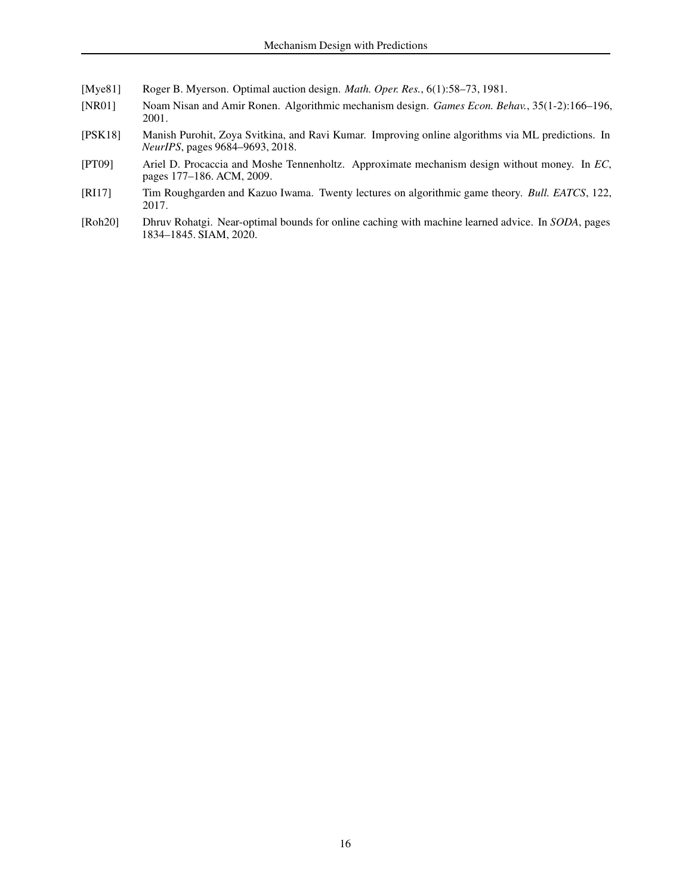[Mye81] Roger B. Myerson. Optimal auction design. *Math. Oper. Res.*, 6(1):58–73, 1981.

[NR01] Noam Nisan and Amir Ronen. Algorithmic mechanism design. *Games Econ. Behav.*, 35(1-2):166–196, 2001.

[PSK18] Manish Purohit, Zoya Svitkina, and Ravi Kumar. Improving online algorithms via ML predictions. In *NeurIPS*, pages 9684–9693, 2018.

[PT09] Ariel D. Procaccia and Moshe Tennenholtz. Approximate mechanism design without money. In *EC*, pages 177–186. ACM, 2009.

[RI17] Tim Roughgarden and Kazuo Iwama. Twenty lectures on algorithmic game theory. *Bull. EATCS*, 122, 2017.

[Roh20] Dhruv Rohatgi. Near-optimal bounds for online caching with machine learned advice. In *SODA*, pages 1834–1845. SIAM, 2020.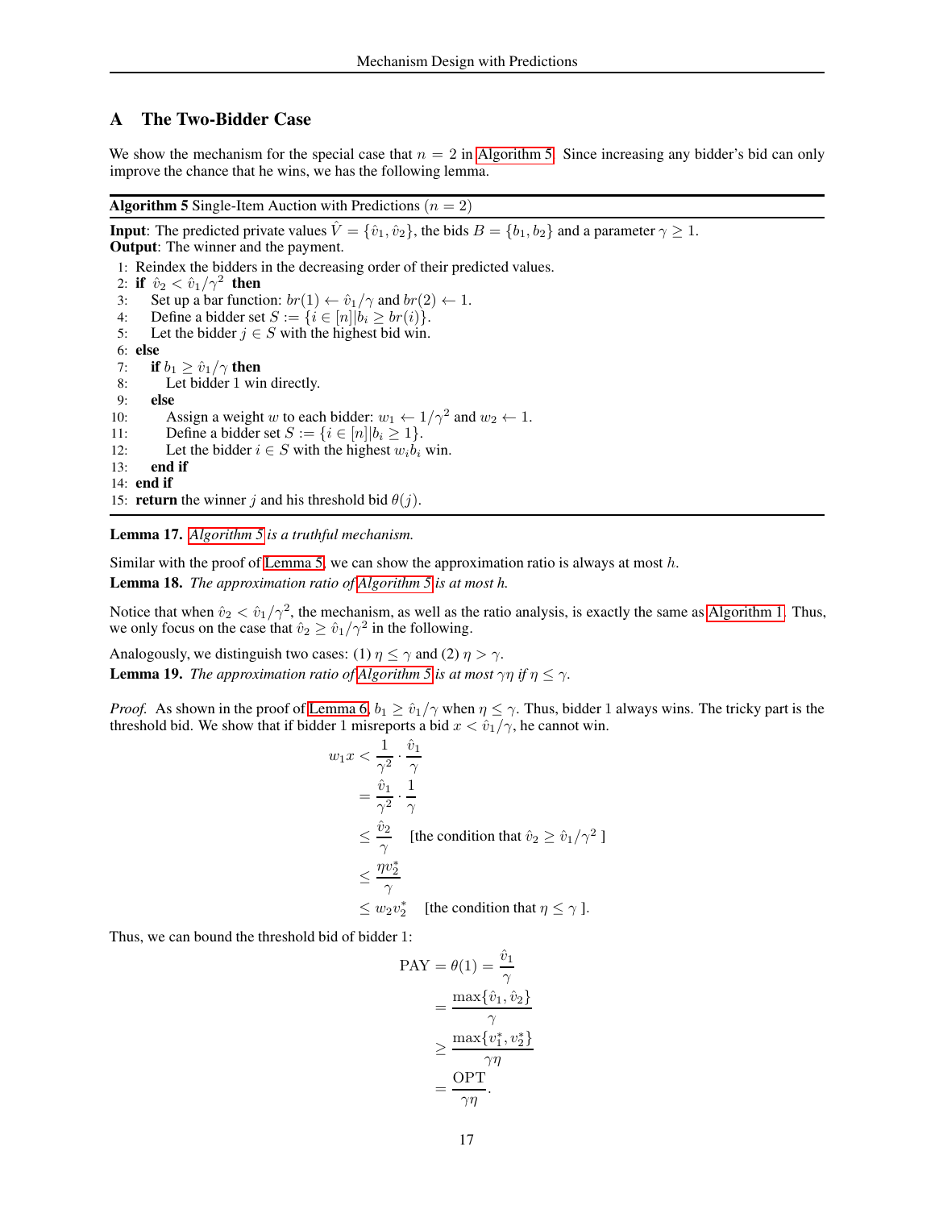## A The Two-Bidder Case

We show the mechanism for the special case that $n = 2$ in Algorithm 5. Since increasing any bidder's bid can only improve the chance that he wins, we has the following lemma.

**Algorithm 5** Single-Item Auction with Predictions ($n = 2$)

**Input**: The predicted private values $\hat{V} = \{\hat{v}_1, \hat{v}_2\}$, the bids $B = \{b_1, b_2\}$ and a parameter $\gamma \geq 1$.
**Output**: The winner and the payment.

```
1: Reindex the bidders in the decreasing order of their predicted values.
2: if v̂_2 < v̂_1/γ^2 then
3:     Set up a bar function: br(1) ← v̂_1/γ and br(2) ← 1.
4:     Define a bidder set S := {i ∈ [n] | b_i ≥ br(i)}.
5:     Let the bidder j ∈ S with the highest bid win.
6: else
7:     if b_1 ≥ v̂_1/γ then
8:         Let bidder 1 win directly.
9:     else
10:        Assign a weight w to each bidder: w_1 ← 1/γ^2 and w_2 ← 1.
11:        Define a bidder set S := {i ∈ [n] | b_i ≥ 1}.
12:        Let the bidder i ∈ S with the highest w_i b_i win.
13:    end if
14: end if
15: return the winner j and his threshold bid θ(j).
```

**Lemma 17.** *Algorithm 5 is a truthful mechanism.*

Similar with the proof of Lemma 5, we can show the approximation ratio is always at most $h$.

**Lemma 18.** *The approximation ratio of Algorithm 5 is at most h.*

Notice that when $\hat{v}_2 < \hat{v}_1/\gamma^2$, the mechanism, as well as the ratio analysis, is exactly the same as Algorithm 1. Thus, we only focus on the case that $\hat{v}_2 \geq \hat{v}_1/\gamma^2$ in the following.

Analogously, we distinguish two cases: (1) $\eta \leq \gamma$ and (2) $\eta > \gamma$.

**Lemma 19.** *The approximation ratio of Algorithm 5 is at most $\gamma\eta$ if $\eta \leq \gamma$.*

*Proof.* As shown in the proof of Lemma 6, $b_1 \geq \hat{v}_1/\gamma$ when $\eta \leq \gamma$. Thus, bidder 1 always wins. The tricky part is the threshold bid. We show that if bidder 1 misreports a bid $x < \hat{v}_1/\gamma$, he cannot win.

$$
\begin{aligned}
w_1 x &< \frac{1}{\gamma^2} \cdot \frac{\hat{v}_1}{\gamma} \\
&= \frac{\hat{v}_1}{\gamma^2} \cdot \frac{1}{\gamma} \\
&\leq \frac{\hat{v}_2}{\gamma} \quad \text{[the condition that } \hat{v}_2 \geq \hat{v}_1/\gamma^2 \text{ ]} \\
&\leq \frac{\eta v_2^*}{\gamma} \\
&\leq w_2 v_2^* \quad \text{[the condition that } \eta \leq \gamma \text{ ].}
\end{aligned}
$$

Thus, we can bound the threshold bid of bidder 1:

$$
\begin{aligned}
\text{PAY} = \theta(1) &= \frac{\hat{v}_1}{\gamma} \\
&= \frac{\max\{\hat{v}_1, \hat{v}_2\}}{\gamma} \\
&\geq \frac{\max\{v_1^*, v_2^*\}}{\gamma\eta} \\
&= \frac{\text{OPT}}{\gamma\eta}.
\end{aligned}
$$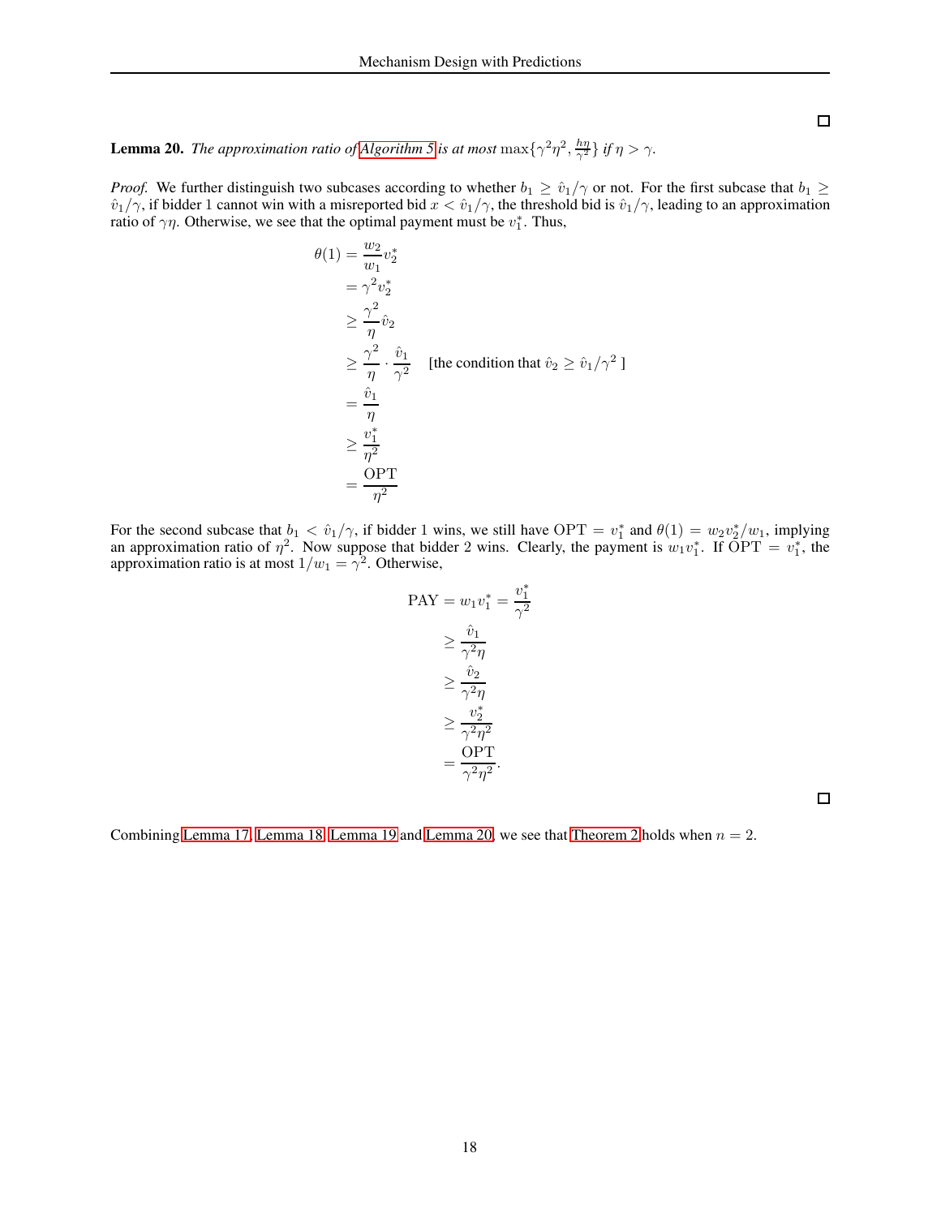□

**Lemma 20.** *The approximation ratio of Algorithm 5 is at most* $\max\{\gamma^2\eta^2, \frac{h\eta}{\gamma^2}\}$ *if* $\eta > \gamma$.

*Proof.* We further distinguish two subcases according to whether $b_1 \geq \hat{v}_1/\gamma$ or not. For the first subcase that $b_1 \geq \hat{v}_1/\gamma$, if bidder 1 cannot win with a misreported bid $x < \hat{v}_1/\gamma$, the threshold bid is $\hat{v}_1/\gamma$, leading to an approximation ratio of $\gamma\eta$. Otherwise, we see that the optimal payment must be $v_1^*$. Thus,

$$
\begin{aligned}
\theta(1) &= \frac{w_2}{w_1} v_2^* \\
&= \gamma^2 v_2^* \\
&\geq \frac{\gamma^2}{\eta} \hat{v}_2 \\
&\geq \frac{\gamma^2}{\eta} \cdot \frac{\hat{v}_1}{\gamma^2} \quad \text{[the condition that } \hat{v}_2 \geq \hat{v}_1/\gamma^2 \text{ ]} \\
&= \frac{\hat{v}_1}{\eta} \\
&\geq \frac{v_1^*}{\eta^2} \\
&= \frac{\text{OPT}}{\eta^2}
\end{aligned}
$$

For the second subcase that $b_1 < \hat{v}_1/\gamma$, if bidder 1 wins, we still have $\text{OPT} = v_1^*$ and $\theta(1) = w_2 v_2^*/w_1$, implying an approximation ratio of $\eta^2$. Now suppose that bidder 2 wins. Clearly, the payment is $w_1 v_1^*$. If $\text{OPT} = v_1^*$, the approximation ratio is at most $1/w_1 = \gamma^2$. Otherwise,

$$
\begin{aligned}
\text{PAY} = w_1 v_1^* &= \frac{v_1^*}{\gamma^2} \\
&\geq \frac{\hat{v}_1}{\gamma^2 \eta} \\
&\geq \frac{\hat{v}_2}{\gamma^2 \eta} \\
&\geq \frac{v_2^*}{\gamma^2 \eta^2} \\
&= \frac{\text{OPT}}{\gamma^2 \eta^2}.
\end{aligned}
$$

□

Combining Lemma 17, Lemma 18, Lemma 19 and Lemma 20, we see that Theorem 2 holds when $n = 2$.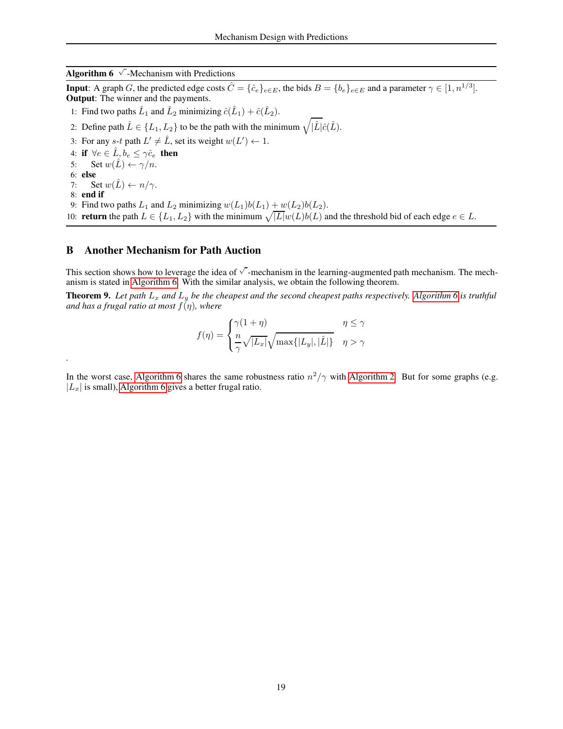**Algorithm 6** $\sqrt{\cdot}$-Mechanism with Predictions

**Input**: A graph $G$, the predicted edge costs $\hat{C} = \{\hat{c}_e\}_{e \in E}$, the bids $B = \{b_e\}_{e \in E}$ and a parameter $\gamma \in [1, n^{1/3}]$.
**Output**: The winner and the payments.

1: Find two paths $\hat{L}_1$ and $\hat{L}_2$ minimizing $\hat{c}(\hat{L}_1) + \hat{c}(\hat{L}_2)$.
2: Define path $\hat{L} \in \{L_1, L_2\}$ to be the path with the minimum $\sqrt{|\hat{L}|}\hat{c}(\hat{L})$.
3: For any $s$-$t$ path $L' \neq \hat{L}$, set its weight $w(L') \leftarrow 1$.
4: **if** $\forall e \in \hat{L}, b_e \leq \gamma \hat{c}_e$ **then**
5: &nbsp;&nbsp;&nbsp;&nbsp;Set $w(\hat{L}) \leftarrow \gamma/n$.
6: **else**
7: &nbsp;&nbsp;&nbsp;&nbsp;Set $w(\hat{L}) \leftarrow n/\gamma$.
8: **end if**
9: Find two paths $L_1$ and $L_2$ minimizing $w(L_1)b(L_1) + w(L_2)b(L_2)$.
10: **return** the path $L \in \{L_1, L_2\}$ with the minimum $\sqrt{|L|}w(L)b(L)$ and the threshold bid of each edge $e \in L$.

## B Another Mechanism for Path Auction

This section shows how to leverage the idea of $\sqrt{\cdot}$-mechanism in the learning-augmented path mechanism. The mechanism is stated in Algorithm 6. With the similar analysis, we obtain the following theorem.

**Theorem 9.** *Let path $L_x$ and $L_y$ be the cheapest and the second cheapest paths respectively. Algorithm 6 is truthful and has a frugal ratio at most $f(\eta)$, where*

$$f(\eta) = \begin{cases} \gamma(1+\eta) & \eta \leq \gamma \\ \dfrac{n}{\gamma}\sqrt{|L_x|}\sqrt{\max\{|L_y|, |\hat{L}|\}} & \eta > \gamma \end{cases}$$

.

In the worst case, Algorithm 6 shares the same robustness ratio $n^2/\gamma$ with Algorithm 2. But for some graphs (e.g. $|L_x|$ is small), Algorithm 6 gives a better frugal ratio.